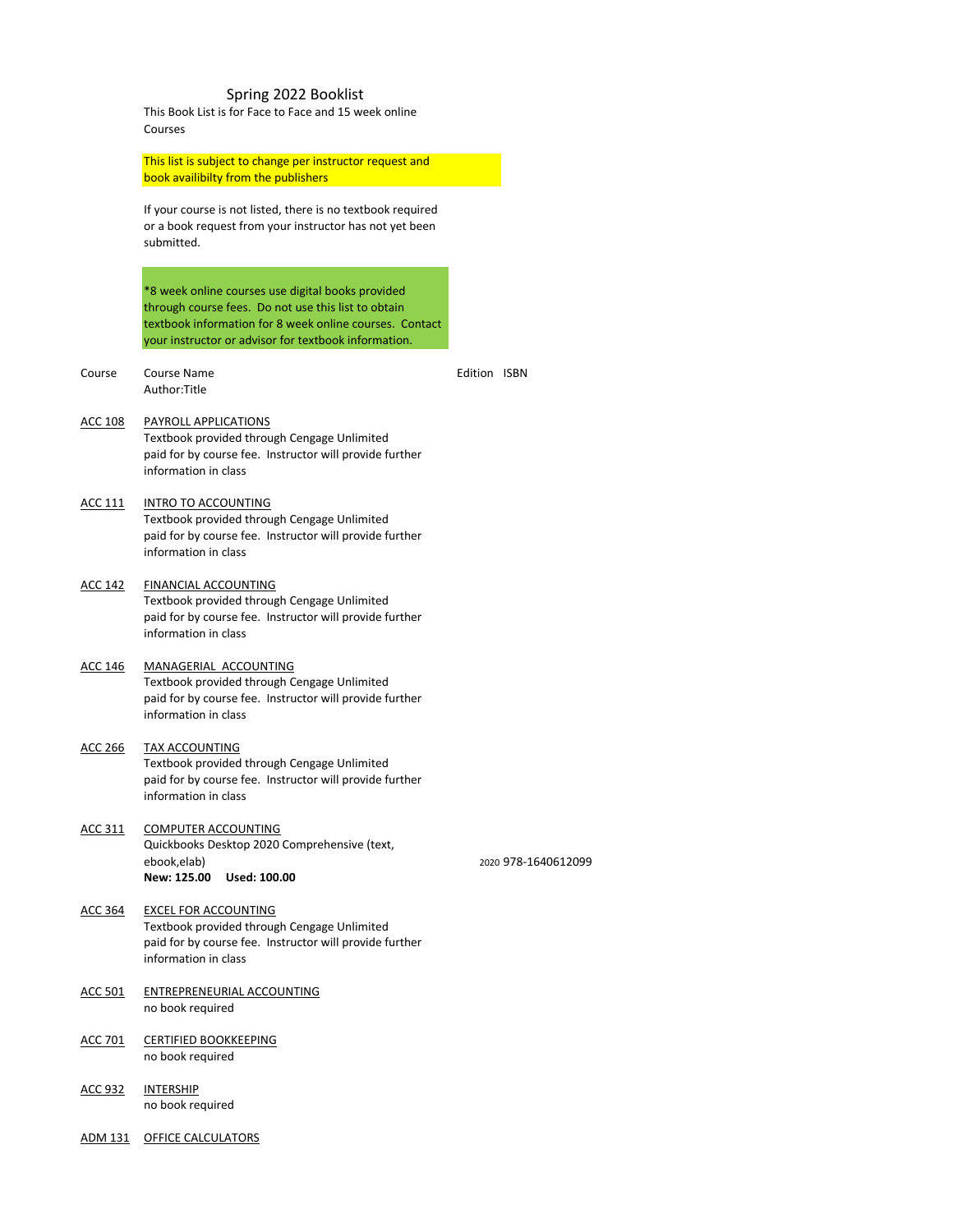# Spring 2022 Booklist

This Book List is for Face to Face and 15 week online Courses

This list is subject to change per instructor request and book availibilty from the publishers

If your course is not listed, there is no textbook required or a book request from your instructor has not yet been submitted.

*8 week online courses use digital books provided through course fees. Do not use this list to obtain textbook information for 8 week online courses. Contact your instructor or advisor for textbook information.

| Course | Course Name<br>Author:Title | Edition | ISBN |
|---|---|---|---|
| ACC 108 | PAYROLL APPLICATIONS<br>Textbook provided through Cengage Unlimited paid for by course fee. Instructor will provide further information in class | | |
| ACC 111 | INTRO TO ACCOUNTING<br>Textbook provided through Cengage Unlimited paid for by course fee. Instructor will provide further information in class | | |
| ACC 142 | FINANCIAL ACCOUNTING<br>Textbook provided through Cengage Unlimited paid for by course fee. Instructor will provide further information in class | | |
| ACC 146 | MANAGERIAL ACCOUNTING<br>Textbook provided through Cengage Unlimited paid for by course fee. Instructor will provide further information in class | | |
| ACC 266 | TAX ACCOUNTING<br>Textbook provided through Cengage Unlimited paid for by course fee. Instructor will provide further information in class | | |
| ACC 311 | COMPUTER ACCOUNTING<br>Quickbooks Desktop 2020 Comprehensive (text, ebook,elab)<br>**New: 125.00 Used: 100.00** | 2020 | 978-1640612099 |
| ACC 364 | EXCEL FOR ACCOUNTING<br>Textbook provided through Cengage Unlimited paid for by course fee. Instructor will provide further information in class | | |
| ACC 501 | ENTREPRENEURIAL ACCOUNTING<br>no book required | | |
| ACC 701 | CERTIFIED BOOKKEEPING<br>no book required | | |
| ACC 932 | INTERSHIP<br>no book required | | |
| ADM 131 | OFFICE CALCULATORS | | |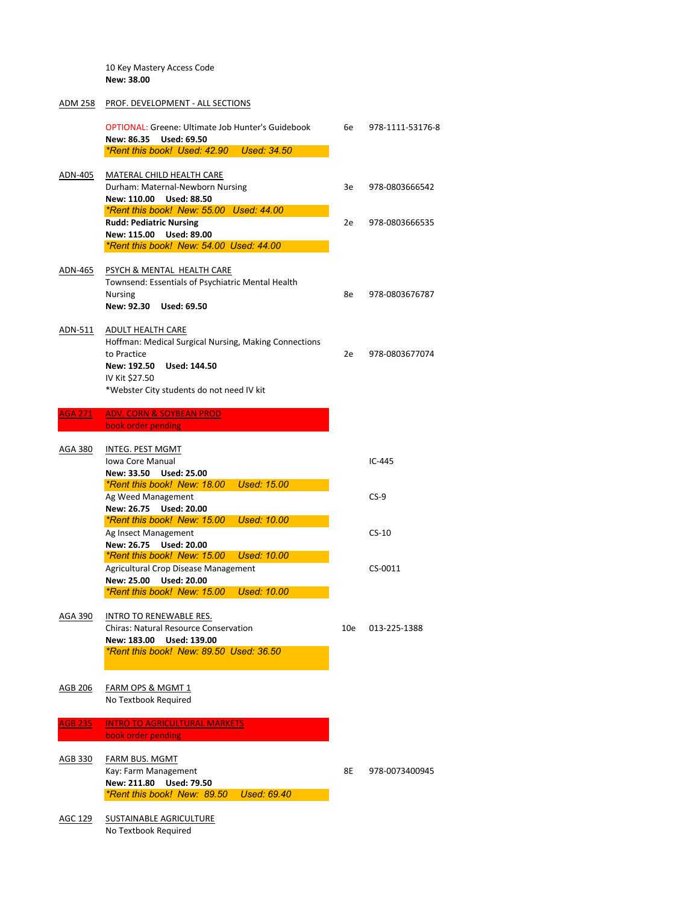10 Key Mastery Access Code
**New: 38.00**

ADM 258 — PROF. DEVELOPMENT - ALL SECTIONS

OPTIONAL: Greene: Ultimate Job Hunter's Guidebook — 6e — 978-1111-53176-8
**New: 86.35 Used: 69.50**
*\*Rent this book! Used: 42.90 Used: 34.50*

ADN-405 — MATERAL CHILD HEALTH CARE

Durham: Maternal-Newborn Nursing — 3e — 978-0803666542
**New: 110.00 Used: 88.50**
*\*Rent this book! New: 55.00 Used: 44.00*

**Rudd: Pediatric Nursing** — 2e — 978-0803666535
**New: 115.00 Used: 89.00**
*\*Rent this book! New: 54.00 Used: 44.00*

ADN-465 — PSYCH & MENTAL HEALTH CARE

Townsend: Essentials of Psychiatric Mental Health Nursing — 8e — 978-0803676787
**New: 92.30 Used: 69.50**

ADN-511 — ADULT HEALTH CARE

Hoffman: Medical Surgical Nursing, Making Connections to Practice — 2e — 978-0803677074
**New: 192.50 Used: 144.50**
IV Kit $27.50
*Webster City students do not need IV kit

AGA 271 — ADV. CORN & SOYBEAN PROD
book order pending

AGA 380 — INTEG. PEST MGMT

Iowa Core Manual — IC-445
**New: 33.50 Used: 25.00**
*\*Rent this book! New: 18.00 Used: 15.00*

Ag Weed Management — CS-9
**New: 26.75 Used: 20.00**
*\*Rent this book! New: 15.00 Used: 10.00*

Ag Insect Management — CS-10
**New: 26.75 Used: 20.00**
*\*Rent this book! New: 15.00 Used: 10.00*

Agricultural Crop Disease Management — CS-0011
**New: 25.00 Used: 20.00**
*\*Rent this book! New: 15.00 Used: 10.00*

AGA 390 — INTRO TO RENEWABLE RES.

Chiras: Natural Resource Conservation — 10e — 013-225-1388
**New: 183.00 Used: 139.00**
*\*Rent this book! New: 89.50 Used: 36.50*

AGB 206 — FARM OPS & MGMT 1
No Textbook Required

AGB 235 — INTRO TO AGRICULTURAL MARKETS
book order pending

AGB 330 — FARM BUS. MGMT

Kay: Farm Management — 8E — 978-0073400945
**New: 211.80 Used: 79.50**
*\*Rent this book! New: 89.50 Used: 69.40*

AGC 129 — SUSTAINABLE AGRICULTURE
No Textbook Required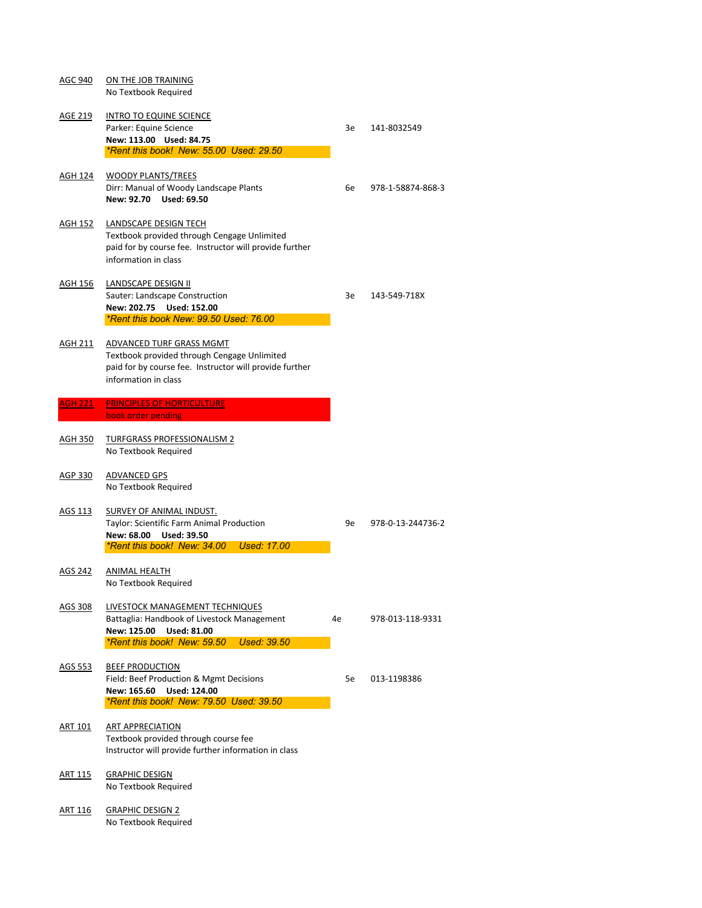**AGC 940** ON THE JOB TRAINING
No Textbook Required

**AGE 219** INTRO TO EQUINE SCIENCE
Parker: Equine Science — 3e — 141-8032549
**New: 113.00 Used: 84.75**
*\*Rent this book! New: 55.00 Used: 29.50*

**AGH 124** WOODY PLANTS/TREES
Dirr: Manual of Woody Landscape Plants — 6e — 978-1-58874-868-3
**New: 92.70 Used: 69.50**

**AGH 152** LANDSCAPE DESIGN TECH
Textbook provided through Cengage Unlimited paid for by course fee. Instructor will provide further information in class

**AGH 156** LANDSCAPE DESIGN II
Sauter: Landscape Construction — 3e — 143-549-718X
**New: 202.75 Used: 152.00**
*\*Rent this book New: 99.50 Used: 76.00*

**AGH 211** ADVANCED TURF GRASS MGMT
Textbook provided through Cengage Unlimited paid for by course fee. Instructor will provide further information in class

**AGH 221** PRINCIPLES OF HORTICULTURE
book order pending

**AGH 350** TURFGRASS PROFESSIONALISM 2
No Textbook Required

**AGP 330** ADVANCED GPS
No Textbook Required

**AGS 113** SURVEY OF ANIMAL INDUST.
Taylor: Scientific Farm Animal Production — 9e — 978-0-13-244736-2
**New: 68.00 Used: 39.50**
*\*Rent this book! New: 34.00 Used: 17.00*

**AGS 242** ANIMAL HEALTH
No Textbook Required

**AGS 308** LIVESTOCK MANAGEMENT TECHNIQUES
Battaglia: Handbook of Livestock Management — 4e — 978-013-118-9331
**New: 125.00 Used: 81.00**
*\*Rent this book! New: 59.50 Used: 39.50*

**AGS 553** BEEF PRODUCTION
Field: Beef Production & Mgmt Decisions — 5e — 013-1198386
**New: 165.60 Used: 124.00**
*\*Rent this book! New: 79.50 Used: 39.50*

**ART 101** ART APPRECIATION
Textbook provided through course fee
Instructor will provide further information in class

**ART 115** GRAPHIC DESIGN
No Textbook Required

**ART 116** GRAPHIC DESIGN 2
No Textbook Required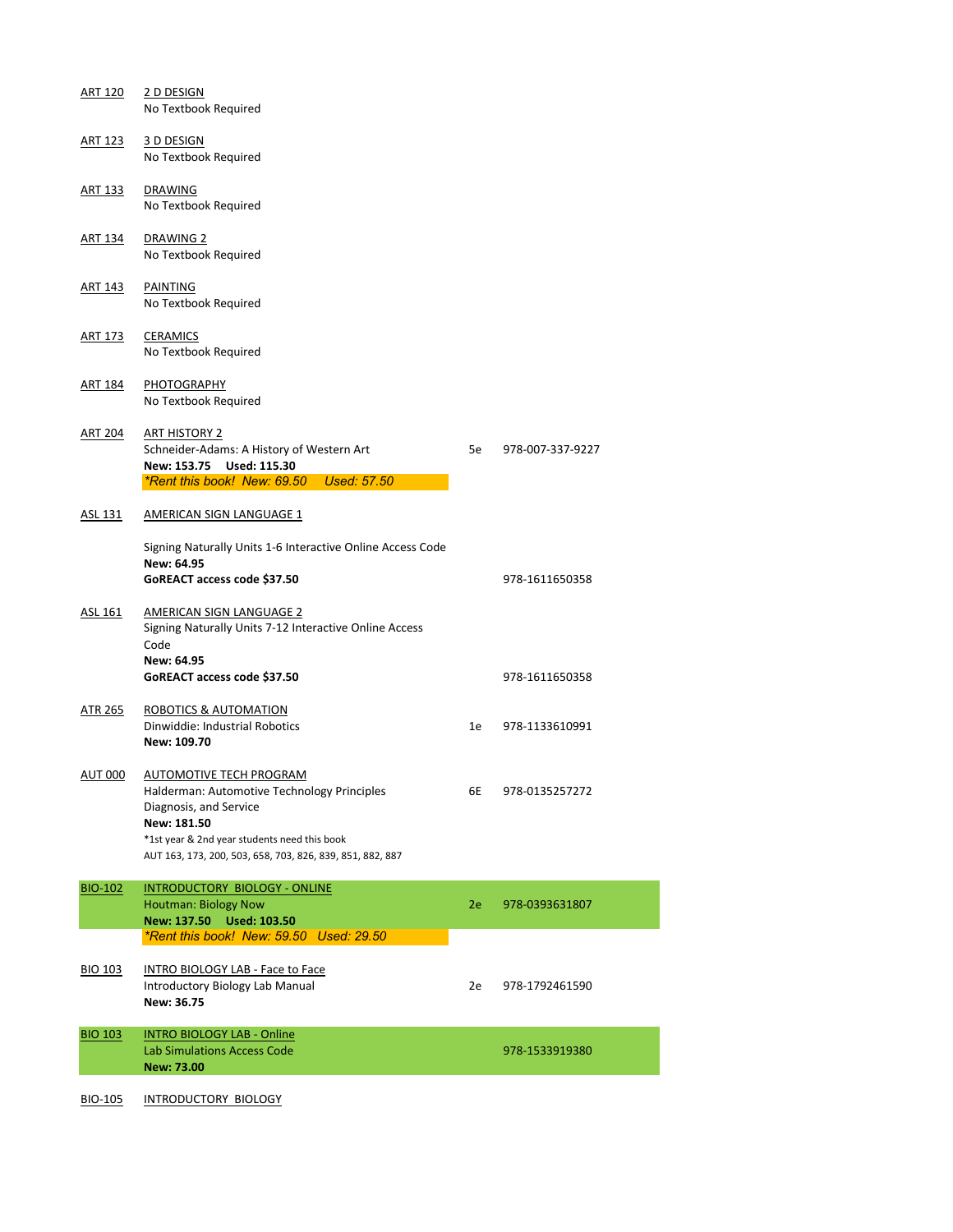**ART 120** — 2 D DESIGN
No Textbook Required

**ART 123** — 3 D DESIGN
No Textbook Required

**ART 133** — DRAWING
No Textbook Required

**ART 134** — DRAWING 2
No Textbook Required

**ART 143** — PAINTING
No Textbook Required

**ART 173** — CERAMICS
No Textbook Required

**ART 184** — PHOTOGRAPHY
No Textbook Required

**ART 204** — ART HISTORY 2
Schneider-Adams: A History of Western Art — 5e — 978-007-337-9227
**New: 153.75 Used: 115.30**
*\*Rent this book! New: 69.50 Used: 57.50*

**ASL 131** — AMERICAN SIGN LANGUAGE 1

Signing Naturally Units 1-6 Interactive Online Access Code
**New: 64.95**
**GoREACT access code $37.50** — 978-1611650358

**ASL 161** — AMERICAN SIGN LANGUAGE 2
Signing Naturally Units 7-12 Interactive Online Access Code
**New: 64.95**
**GoREACT access code $37.50** — 978-1611650358

**ATR 265** — ROBOTICS & AUTOMATION
Dinwiddie: Industrial Robotics — 1e — 978-1133610991
**New: 109.70**

**AUT 000** — AUTOMOTIVE TECH PROGRAM
Halderman: Automotive Technology Principles Diagnosis, and Service — 6E — 978-0135257272
**New: 181.50**
\*1st year & 2nd year students need this book
AUT 163, 173, 200, 503, 658, 703, 826, 839, 851, 882, 887

**BIO-102** — INTRODUCTORY BIOLOGY - ONLINE
Houtman: Biology Now — 2e — 978-0393631807
**New: 137.50 Used: 103.50**
*\*Rent this book! New: 59.50 Used: 29.50*

**BIO 103** — INTRO BIOLOGY LAB - Face to Face
Introductory Biology Lab Manual — 2e — 978-1792461590
**New: 36.75**

**BIO 103** — INTRO BIOLOGY LAB - Online
Lab Simulations Access Code — 978-1533919380
**New: 73.00**

**BIO-105** — INTRODUCTORY BIOLOGY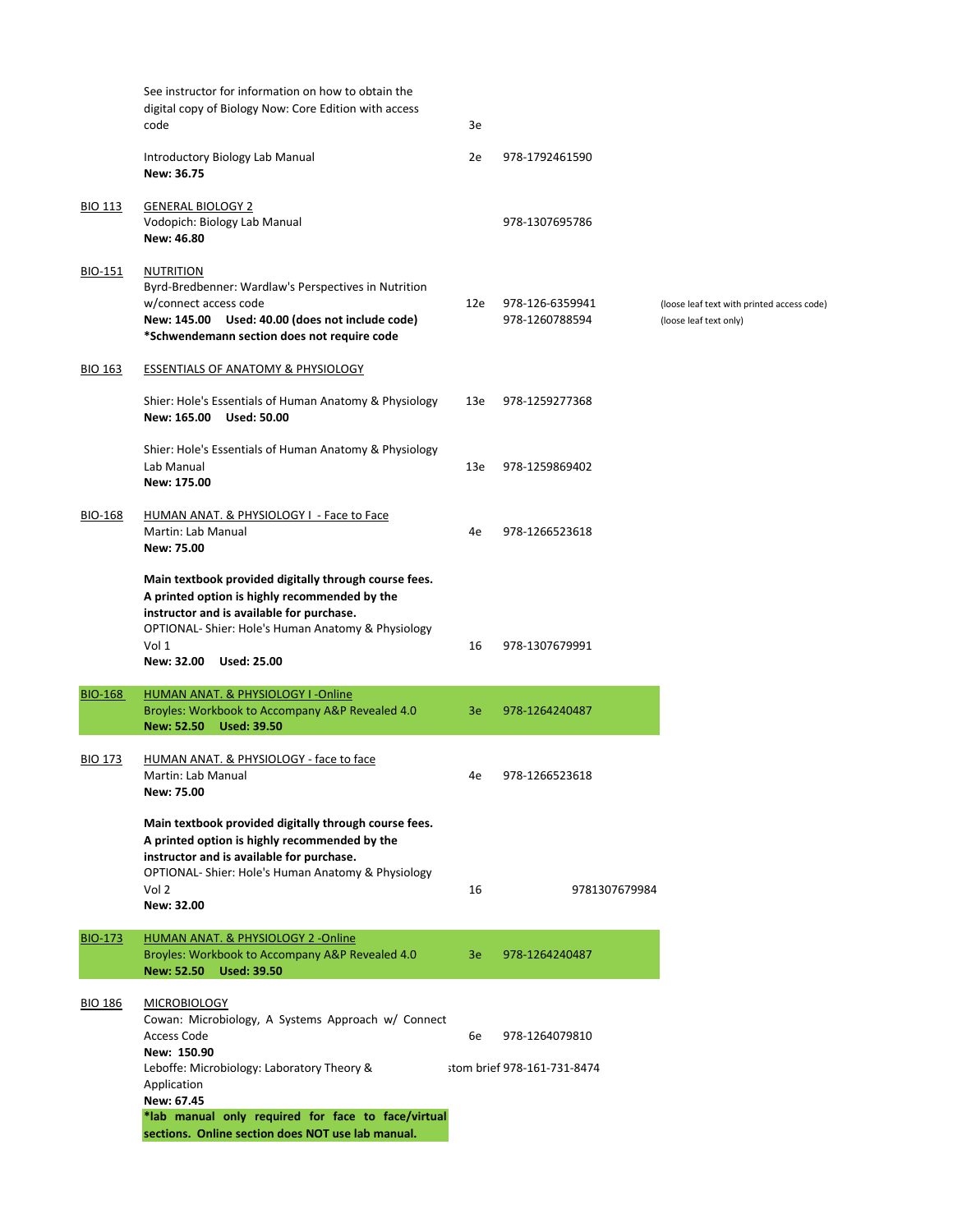| Course | Title / Textbook | Edition | ISBN | Notes |
|---|---|---|---|---|
| | See instructor for information on how to obtain the digital copy of Biology Now: Core Edition with access code | 3e | | |
| | Introductory Biology Lab Manual<br>**New: 36.75** | 2e | 978-1792461590 | |
| BIO 113 | GENERAL BIOLOGY 2<br>Vodopich: Biology Lab Manual<br>**New: 46.80** | | 978-1307695786 | |
| BIO-151 | NUTRITION<br>Byrd-Bredbenner: Wardlaw's Perspectives in Nutrition w/connect access code<br>**New: 145.00 Used: 40.00 (does not include code)**<br>***Schwendemann section does not require code** | 12e | 978-126-6359941<br>978-1260788594 | (loose leaf text with printed access code)<br>(loose leaf text only) |
| BIO 163 | ESSENTIALS OF ANATOMY & PHYSIOLOGY | | | |
| | Shier: Hole's Essentials of Human Anatomy & Physiology<br>**New: 165.00 Used: 50.00** | 13e | 978-1259277368 | |
| | Shier: Hole's Essentials of Human Anatomy & Physiology Lab Manual<br>**New: 175.00** | 13e | 978-1259869402 | |
| BIO-168 | HUMAN ANAT. & PHYSIOLOGY I - Face to Face<br>Martin: Lab Manual<br>**New: 75.00** | 4e | 978-1266523618 | |
| | **Main textbook provided digitally through course fees. A printed option is highly recommended by the instructor and is available for purchase.**<br>OPTIONAL- Shier: Hole's Human Anatomy & Physiology Vol 1<br>**New: 32.00 Used: 25.00** | 16 | 978-1307679991 | |
| BIO-168 | HUMAN ANAT. & PHYSIOLOGY I -Online<br>Broyles: Workbook to Accompany A&P Revealed 4.0<br>**New: 52.50 Used: 39.50** | 3e | 978-1264240487 | |
| BIO 173 | HUMAN ANAT. & PHYSIOLOGY - face to face<br>Martin: Lab Manual<br>**New: 75.00** | 4e | 978-1266523618 | |
| | **Main textbook provided digitally through course fees. A printed option is highly recommended by the instructor and is available for purchase.**<br>OPTIONAL- Shier: Hole's Human Anatomy & Physiology Vol 2<br>**New: 32.00** | 16 | 9781307679984 | |
| BIO-173 | HUMAN ANAT. & PHYSIOLOGY 2 -Online<br>Broyles: Workbook to Accompany A&P Revealed 4.0<br>**New: 52.50 Used: 39.50** | 3e | 978-1264240487 | |
| BIO 186 | MICROBIOLOGY<br>Cowan: Microbiology, A Systems Approach w/ Connect Access Code<br>**New: 150.90** | 6e | 978-1264079810 | |
| | Leboffe: Microbiology: Laboratory Theory & Application<br>**New: 67.45**<br>***lab manual only required for face to face/virtual sections. Online section does NOT use lab manual.** | | stom brief 978-161-731-8474 | |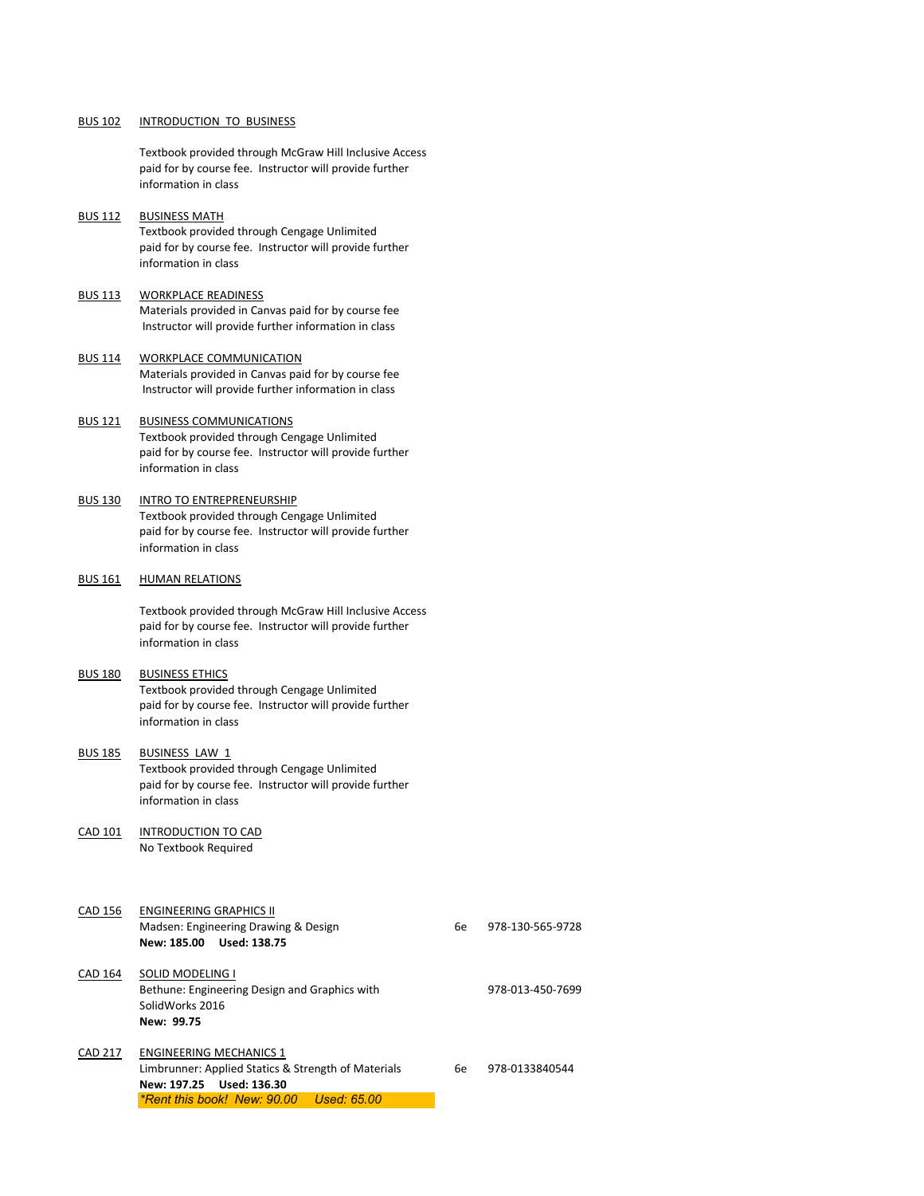**BUS 102** **INTRODUCTION TO BUSINESS**

Textbook provided through McGraw Hill Inclusive Access paid for by course fee. Instructor will provide further information in class

**BUS 112** **BUSINESS MATH**

Textbook provided through Cengage Unlimited paid for by course fee. Instructor will provide further information in class

**BUS 113** **WORKPLACE READINESS**

Materials provided in Canvas paid for by course fee Instructor will provide further information in class

**BUS 114** **WORKPLACE COMMUNICATION**

Materials provided in Canvas paid for by course fee Instructor will provide further information in class

**BUS 121** **BUSINESS COMMUNICATIONS**

Textbook provided through Cengage Unlimited paid for by course fee. Instructor will provide further information in class

**BUS 130** **INTRO TO ENTREPRENEURSHIP**

Textbook provided through Cengage Unlimited paid for by course fee. Instructor will provide further information in class

**BUS 161** **HUMAN RELATIONS**

Textbook provided through McGraw Hill Inclusive Access paid for by course fee. Instructor will provide further information in class

**BUS 180** **BUSINESS ETHICS**

Textbook provided through Cengage Unlimited paid for by course fee. Instructor will provide further information in class

**BUS 185** **BUSINESS LAW 1**

Textbook provided through Cengage Unlimited paid for by course fee. Instructor will provide further information in class

**CAD 101** **INTRODUCTION TO CAD**

No Textbook Required

**CAD 156** **ENGINEERING GRAPHICS II**

Madsen: Engineering Drawing & Design — 6e — 978-130-565-9728

**New: 185.00 Used: 138.75**

**CAD 164** **SOLID MODELING I**

Bethune: Engineering Design and Graphics with SolidWorks 2016 — 978-013-450-7699

**New: 99.75**

**CAD 217** **ENGINEERING MECHANICS 1**

Limbrunner: Applied Statics & Strength of Materials — 6e — 978-0133840544

**New: 197.25 Used: 136.30**

*\*Rent this book! New: 90.00 Used: 65.00*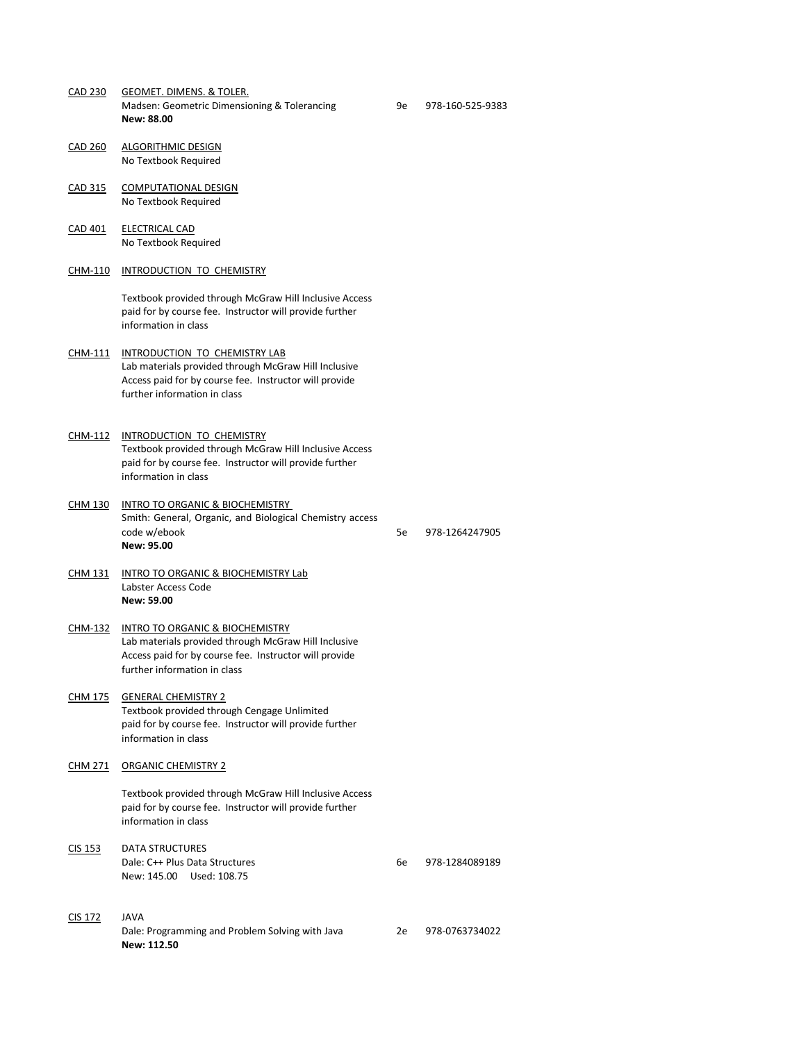<u>CAD 230</u> <u>GEOMET. DIMENS. & TOLER.</u>
Madsen: Geometric Dimensioning & Tolerancing 9e 978-160-525-9383
**New: 88.00**

<u>CAD 260</u> <u>ALGORITHMIC DESIGN</u>
No Textbook Required

<u>CAD 315</u> <u>COMPUTATIONAL DESIGN</u>
No Textbook Required

<u>CAD 401</u> <u>ELECTRICAL CAD</u>
No Textbook Required

<u>CHM-110</u> <u>INTRODUCTION TO CHEMISTRY</u>

Textbook provided through McGraw Hill Inclusive Access paid for by course fee. Instructor will provide further information in class

<u>CHM-111</u> <u>INTRODUCTION TO CHEMISTRY LAB</u>
Lab materials provided through McGraw Hill Inclusive Access paid for by course fee. Instructor will provide further information in class

<u>CHM-112</u> <u>INTRODUCTION TO CHEMISTRY</u>
Textbook provided through McGraw Hill Inclusive Access paid for by course fee. Instructor will provide further information in class

<u>CHM 130</u> <u>INTRO TO ORGANIC & BIOCHEMISTRY</u>
Smith: General, Organic, and Biological Chemistry access code w/ebook 5e 978-1264247905
**New: 95.00**

<u>CHM 131</u> <u>INTRO TO ORGANIC & BIOCHEMISTRY Lab</u>
Labster Access Code
**New: 59.00**

<u>CHM-132</u> <u>INTRO TO ORGANIC & BIOCHEMISTRY</u>
Lab materials provided through McGraw Hill Inclusive Access paid for by course fee. Instructor will provide further information in class

<u>CHM 175</u> <u>GENERAL CHEMISTRY 2</u>
Textbook provided through Cengage Unlimited paid for by course fee. Instructor will provide further information in class

<u>CHM 271</u> <u>ORGANIC CHEMISTRY 2</u>

Textbook provided through McGraw Hill Inclusive Access paid for by course fee. Instructor will provide further information in class

<u>CIS 153</u> DATA STRUCTURES
Dale: C++ Plus Data Structures 6e 978-1284089189
New: 145.00 Used: 108.75

<u>CIS 172</u> JAVA
Dale: Programming and Problem Solving with Java 2e 978-0763734022
**New: 112.50**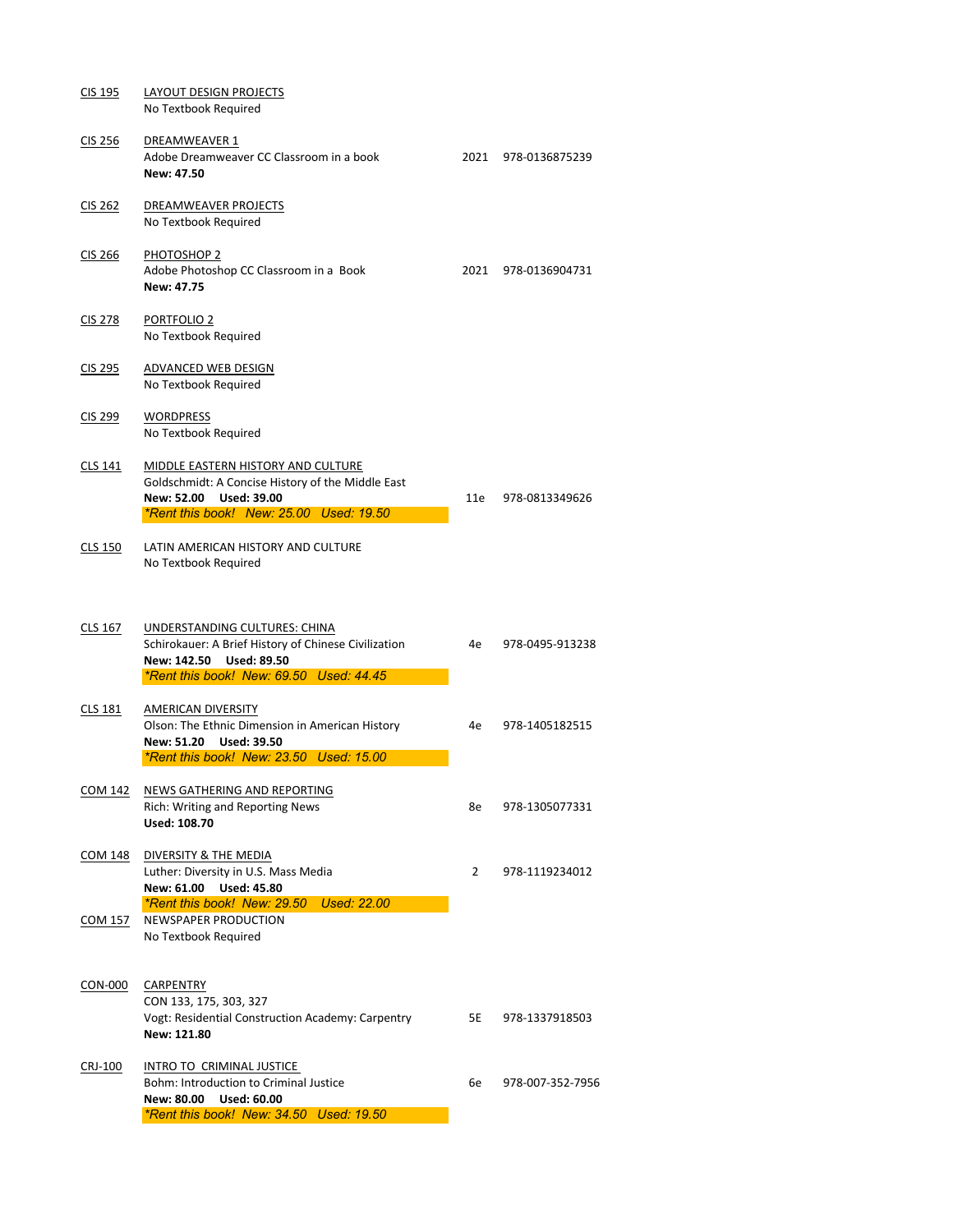**CIS 195** LAYOUT DESIGN PROJECTS
No Textbook Required

**CIS 256** DREAMWEAVER 1
Adobe Dreamweaver CC Classroom in a book — 2021 — 978-0136875239
**New: 47.50**

**CIS 262** DREAMWEAVER PROJECTS
No Textbook Required

**CIS 266** PHOTOSHOP 2
Adobe Photoshop CC Classroom in a Book — 2021 — 978-0136904731
**New: 47.75**

**CIS 278** PORTFOLIO 2
No Textbook Required

**CIS 295** ADVANCED WEB DESIGN
No Textbook Required

**CIS 299** WORDPRESS
No Textbook Required

**CLS 141** MIDDLE EASTERN HISTORY AND CULTURE
Goldschmidt: A Concise History of the Middle East — 11e — 978-0813349626
**New: 52.00 Used: 39.00**
*\*Rent this book! New: 25.00 Used: 19.50*

**CLS 150** LATIN AMERICAN HISTORY AND CULTURE
No Textbook Required

**CLS 167** UNDERSTANDING CULTURES: CHINA
Schirokauer: A Brief History of Chinese Civilization — 4e — 978-0495-913238
**New: 142.50 Used: 89.50**
*\*Rent this book! New: 69.50 Used: 44.45*

**CLS 181** AMERICAN DIVERSITY
Olson: The Ethnic Dimension in American History — 4e — 978-1405182515
**New: 51.20 Used: 39.50**
*\*Rent this book! New: 23.50 Used: 15.00*

**COM 142** NEWS GATHERING AND REPORTING
Rich: Writing and Reporting News — 8e — 978-1305077331
**Used: 108.70**

**COM 148** DIVERSITY & THE MEDIA
Luther: Diversity in U.S. Mass Media — 2 — 978-1119234012
**New: 61.00 Used: 45.80**
*\*Rent this book! New: 29.50 Used: 22.00*

**COM 157** NEWSPAPER PRODUCTION
No Textbook Required

**CON-000** CARPENTRY
CON 133, 175, 303, 327
Vogt: Residential Construction Academy: Carpentry — 5E — 978-1337918503
**New: 121.80**

**CRJ-100** INTRO TO CRIMINAL JUSTICE
Bohm: Introduction to Criminal Justice — 6e — 978-007-352-7956
**New: 80.00 Used: 60.00**
*\*Rent this book! New: 34.50 Used: 19.50*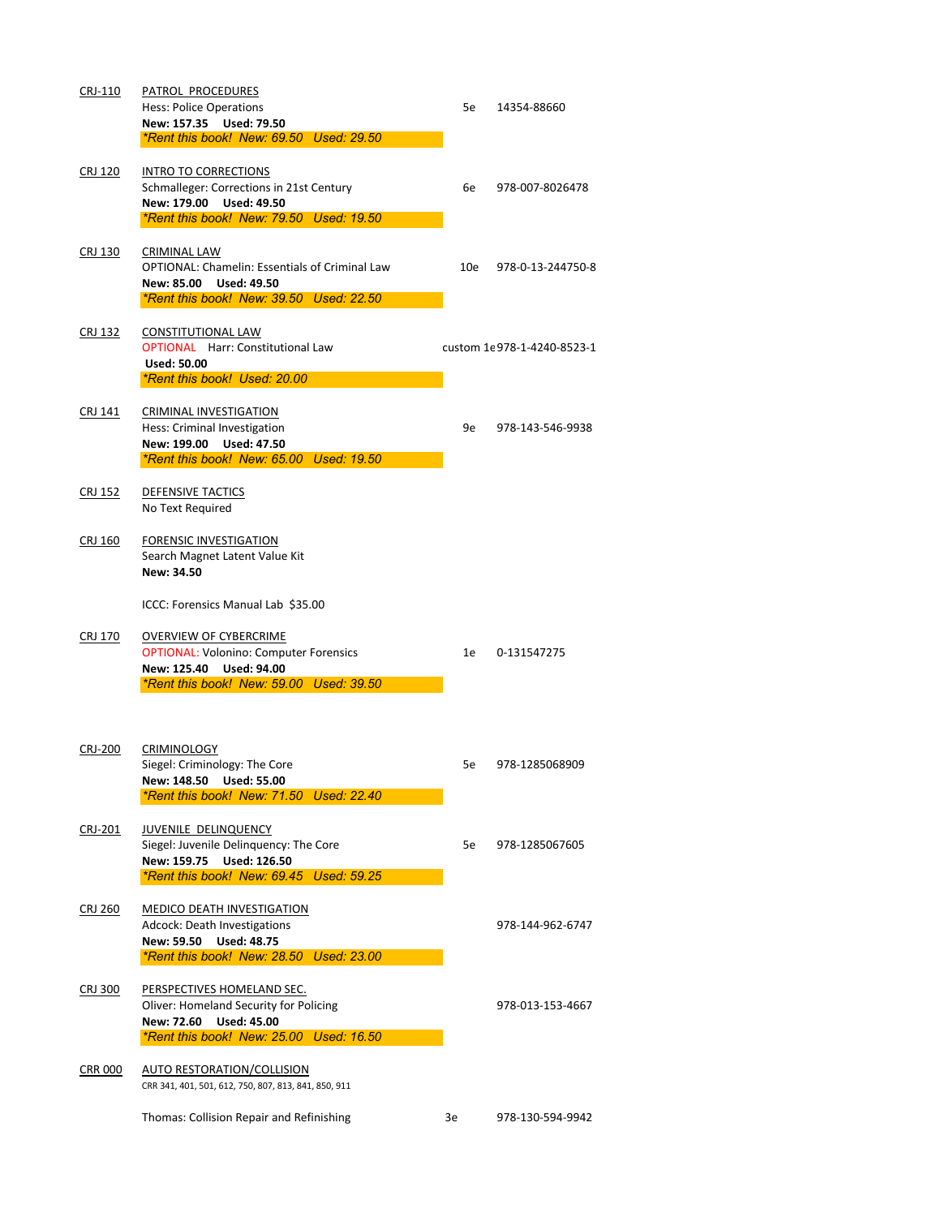| Course | Title / Text | Edition | ISBN |
|---|---|---|---|
| CRJ-110 | PATROL PROCEDURES | | |
| | Hess: Police Operations | 5e | 14354-88660 |
| | **New: 157.35 Used: 79.50** | | |
| | *\*Rent this book! New: 69.50 Used: 29.50* | | |
| CRJ 120 | INTRO TO CORRECTIONS | | |
| | Schmalleger: Corrections in 21st Century | 6e | 978-007-8026478 |
| | **New: 179.00 Used: 49.50** | | |
| | *\*Rent this book! New: 79.50 Used: 19.50* | | |
| CRJ 130 | CRIMINAL LAW | | |
| | OPTIONAL: Chamelin: Essentials of Criminal Law | 10e | 978-0-13-244750-8 |
| | **New: 85.00 Used: 49.50** | | |
| | *\*Rent this book! New: 39.50 Used: 22.50* | | |
| CRJ 132 | CONSTITUTIONAL LAW | | |
| | OPTIONAL Harr: Constitutional Law | custom 1e | 978-1-4240-8523-1 |
| | **Used: 50.00** | | |
| | *\*Rent this book! Used: 20.00* | | |
| CRJ 141 | CRIMINAL INVESTIGATION | | |
| | Hess: Criminal Investigation | 9e | 978-143-546-9938 |
| | **New: 199.00 Used: 47.50** | | |
| | *\*Rent this book! New: 65.00 Used: 19.50* | | |
| CRJ 152 | DEFENSIVE TACTICS | | |
| | No Text Required | | |
| CRJ 160 | FORENSIC INVESTIGATION | | |
| | Search Magnet Latent Value Kit | | |
| | **New: 34.50** | | |
| | ICCC: Forensics Manual Lab $35.00 | | |
| CRJ 170 | OVERVIEW OF CYBERCRIME | | |
| | OPTIONAL: Volonino: Computer Forensics | 1e | 0-131547275 |
| | **New: 125.40 Used: 94.00** | | |
| | *\*Rent this book! New: 59.00 Used: 39.50* | | |
| CRJ-200 | CRIMINOLOGY | | |
| | Siegel: Criminology: The Core | 5e | 978-1285068909 |
| | **New: 148.50 Used: 55.00** | | |
| | *\*Rent this book! New: 71.50 Used: 22.40* | | |
| CRJ-201 | JUVENILE DELINQUENCY | | |
| | Siegel: Juvenile Delinquency: The Core | 5e | 978-1285067605 |
| | **New: 159.75 Used: 126.50** | | |
| | *\*Rent this book! New: 69.45 Used: 59.25* | | |
| CRJ 260 | MEDICO DEATH INVESTIGATION | | |
| | Adcock: Death Investigations | | 978-144-962-6747 |
| | **New: 59.50 Used: 48.75** | | |
| | *\*Rent this book! New: 28.50 Used: 23.00* | | |
| CRJ 300 | PERSPECTIVES HOMELAND SEC. | | |
| | Oliver: Homeland Security for Policing | | 978-013-153-4667 |
| | **New: 72.60 Used: 45.00** | | |
| | *\*Rent this book! New: 25.00 Used: 16.50* | | |
| CRR 000 | AUTO RESTORATION/COLLISION | | |
| | CRR 341, 401, 501, 612, 750, 807, 813, 841, 850, 911 | | |
| | Thomas: Collision Repair and Refinishing | 3e | 978-130-594-9942 |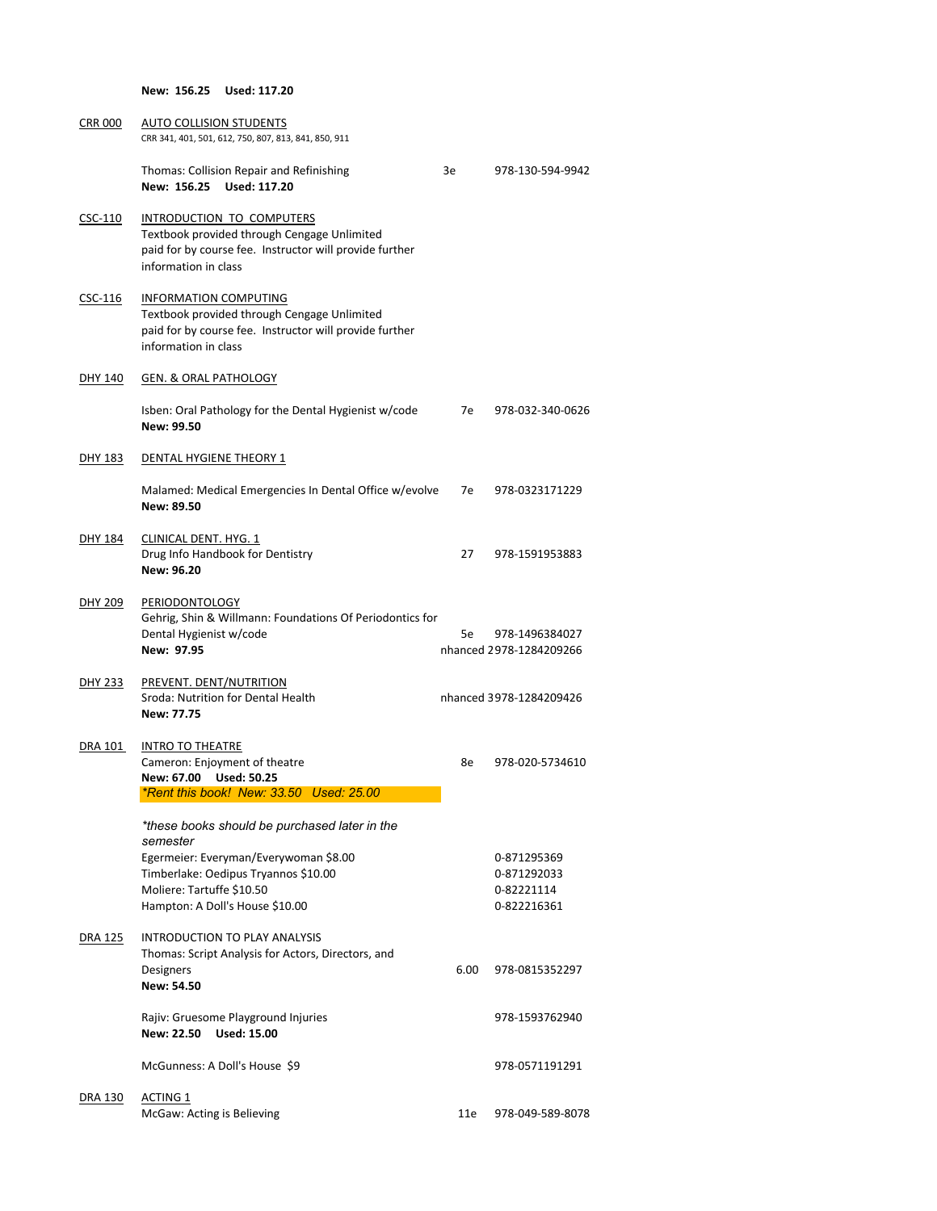**New: 156.25 Used: 117.20**

CRR 000 — AUTO COLLISION STUDENTS
CRR 341, 401, 501, 612, 750, 807, 813, 841, 850, 911

Thomas: Collision Repair and Refinishing — 3e — 978-130-594-9942
**New: 156.25 Used: 117.20**

CSC-110 — INTRODUCTION TO COMPUTERS
Textbook provided through Cengage Unlimited paid for by course fee. Instructor will provide further information in class

CSC-116 — INFORMATION COMPUTING
Textbook provided through Cengage Unlimited paid for by course fee. Instructor will provide further information in class

DHY 140 — GEN. & ORAL PATHOLOGY

Isben: Oral Pathology for the Dental Hygienist w/code — 7e — 978-032-340-0626
**New: 99.50**

DHY 183 — DENTAL HYGIENE THEORY 1

Malamed: Medical Emergencies In Dental Office w/evolve — 7e — 978-0323171229
**New: 89.50**

DHY 184 — CLINICAL DENT. HYG. 1
Drug Info Handbook for Dentistry — 27 — 978-1591953883
**New: 96.20**

DHY 209 — PERIODONTOLOGY
Gehrig, Shin & Willmann: Foundations Of Periodontics for Dental Hygienist w/code — 5e — 978-1496384027
**New: 97.95** — nhanced 2 — 978-1284209266

DHY 233 — PREVENT. DENT/NUTRITION
Sroda: Nutrition for Dental Health — nhanced 3 — 978-1284209426
**New: 77.75**

DRA 101 — INTRO TO THEATRE
Cameron: Enjoyment of theatre — 8e — 978-020-5734610
**New: 67.00 Used: 50.25**
***Rent this book! New: 33.50 Used: 25.00***

*\*these books should be purchased later in the semester*
Egermeier: Everyman/Everywoman $8.00 — 0-871295369
Timberlake: Oedipus Tryannos $10.00 — 0-871292033
Moliere: Tartuffe $10.50 — 0-82221114
Hampton: A Doll's House $10.00 — 0-822216361

DRA 125 — INTRODUCTION TO PLAY ANALYSIS
Thomas: Script Analysis for Actors, Directors, and Designers — 6.00 — 978-0815352297
**New: 54.50**

Rajiv: Gruesome Playground Injuries — 978-1593762940
**New: 22.50 Used: 15.00**

McGunness: A Doll's House $9 — 978-0571191291

DRA 130 — ACTING 1
McGaw: Acting is Believing — 11e — 978-049-589-8078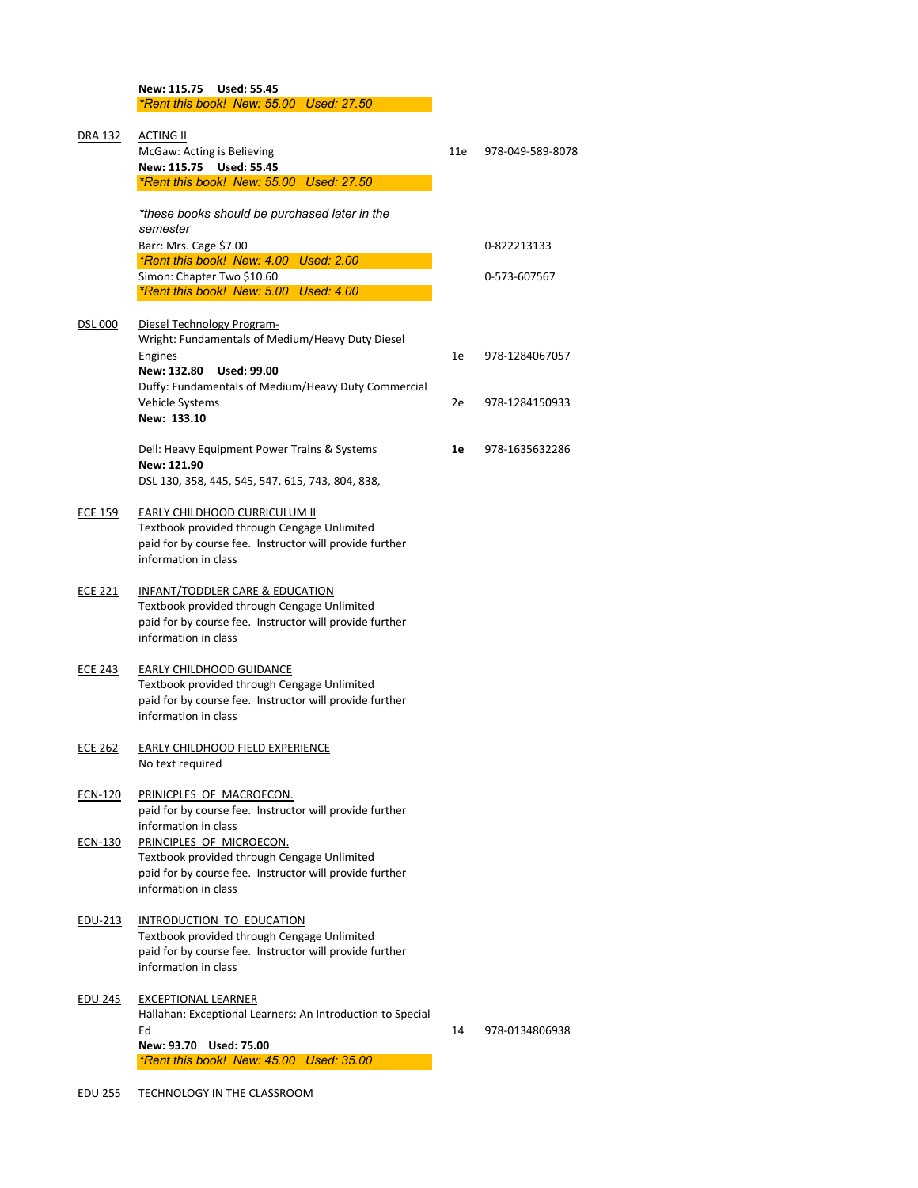**New: 115.75 Used: 55.45**
*\*Rent this book! New: 55.00 Used: 27.50*

| Course | Title / Text | Edition | ISBN |
|---|---|---|---|
| DRA 132 | ACTING II | | |
| | McGaw: Acting is Believing | 11e | 978-049-589-8078 |
| | **New: 115.75 Used: 55.45** | | |
| | *\*Rent this book! New: 55.00 Used: 27.50* | | |
| | *\*these books should be purchased later in the semester* | | |
| | Barr: Mrs. Cage $7.00 | | 0-822213133 |
| | *\*Rent this book! New: 4.00 Used: 2.00* | | |
| | Simon: Chapter Two $10.60 | | 0-573-607567 |
| | *\*Rent this book! New: 5.00 Used: 4.00* | | |
| DSL 000 | Diesel Technology Program- | | |
| | Wright: Fundamentals of Medium/Heavy Duty Diesel Engines | 1e | 978-1284067057 |
| | **New: 132.80 Used: 99.00** | | |
| | Duffy: Fundamentals of Medium/Heavy Duty Commercial Vehicle Systems | 2e | 978-1284150933 |
| | **New: 133.10** | | |
| | Dell: Heavy Equipment Power Trains & Systems | **1e** | 978-1635632286 |
| | **New: 121.90** | | |
| | DSL 130, 358, 445, 545, 547, 615, 743, 804, 838, | | |
| ECE 159 | EARLY CHILDHOOD CURRICULUM II | | |
| | Textbook provided through Cengage Unlimited paid for by course fee. Instructor will provide further information in class | | |
| ECE 221 | INFANT/TODDLER CARE & EDUCATION | | |
| | Textbook provided through Cengage Unlimited paid for by course fee. Instructor will provide further information in class | | |
| ECE 243 | EARLY CHILDHOOD GUIDANCE | | |
| | Textbook provided through Cengage Unlimited paid for by course fee. Instructor will provide further information in class | | |
| ECE 262 | EARLY CHILDHOOD FIELD EXPERIENCE | | |
| | No text required | | |
| ECN-120 | PRINICPLES OF MACROECON. | | |
| | paid for by course fee. Instructor will provide further information in class | | |
| ECN-130 | PRINCIPLES OF MICROECON. | | |
| | Textbook provided through Cengage Unlimited paid for by course fee. Instructor will provide further information in class | | |
| EDU-213 | INTRODUCTION TO EDUCATION | | |
| | Textbook provided through Cengage Unlimited paid for by course fee. Instructor will provide further information in class | | |
| EDU 245 | EXCEPTIONAL LEARNER | | |
| | Hallahan: Exceptional Learners: An Introduction to Special Ed | 14 | 978-0134806938 |
| | **New: 93.70 Used: 75.00** | | |
| | *\*Rent this book! New: 45.00 Used: 35.00* | | |
| EDU 255 | TECHNOLOGY IN THE CLASSROOM | | |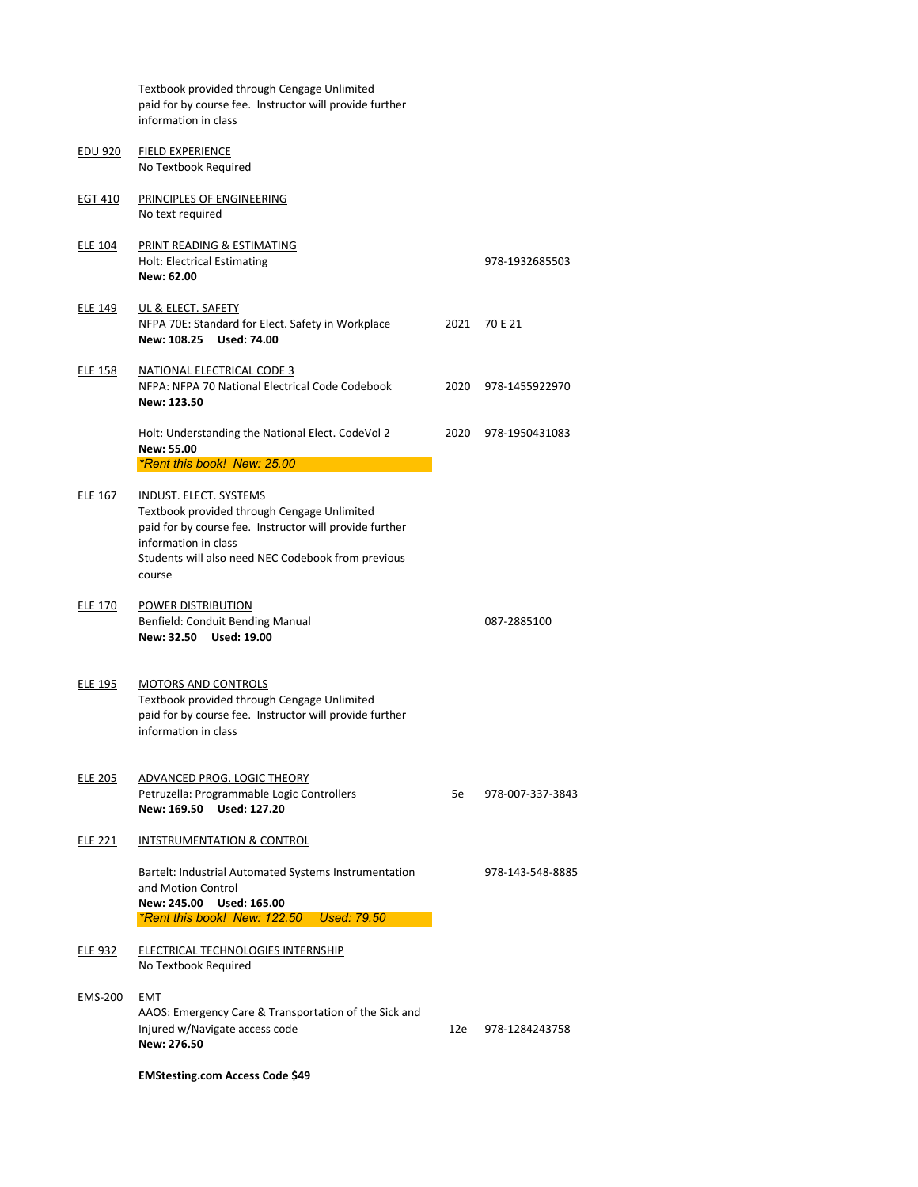Textbook provided through Cengage Unlimited paid for by course fee. Instructor will provide further information in class

| Course | Title / Textbook | Edition/Year | ISBN |
|---|---|---|---|
| EDU 920 | FIELD EXPERIENCE<br>No Textbook Required | | |
| EGT 410 | PRINCIPLES OF ENGINEERING<br>No text required | | |
| ELE 104 | PRINT READING & ESTIMATING<br>Holt: Electrical Estimating<br>**New: 62.00** | | 978-1932685503 |
| ELE 149 | UL & ELECT. SAFETY<br>NFPA 70E: Standard for Elect. Safety in Workplace<br>**New: 108.25 Used: 74.00** | 2021 | 70 E 21 |
| ELE 158 | NATIONAL ELECTRICAL CODE 3<br>NFPA: NFPA 70 National Electrical Code Codebook<br>**New: 123.50** | 2020 | 978-1455922970 |
| | Holt: Understanding the National Elect. CodeVol 2<br>**New: 55.00**<br>*\*Rent this book! New: 25.00* | 2020 | 978-1950431083 |
| ELE 167 | INDUST. ELECT. SYSTEMS<br>Textbook provided through Cengage Unlimited paid for by course fee. Instructor will provide further information in class<br>Students will also need NEC Codebook from previous course | | |
| ELE 170 | POWER DISTRIBUTION<br>Benfield: Conduit Bending Manual<br>**New: 32.50 Used: 19.00** | | 087-2885100 |
| ELE 195 | MOTORS AND CONTROLS<br>Textbook provided through Cengage Unlimited paid for by course fee. Instructor will provide further information in class | | |
| ELE 205 | ADVANCED PROG. LOGIC THEORY<br>Petruzella: Programmable Logic Controllers<br>**New: 169.50 Used: 127.20** | 5e | 978-007-337-3843 |
| ELE 221 | INTSTRUMENTATION & CONTROL<br>Bartelt: Industrial Automated Systems Instrumentation and Motion Control<br>**New: 245.00 Used: 165.00**<br>*\*Rent this book! New: 122.50 Used: 79.50* | | 978-143-548-8885 |
| ELE 932 | ELECTRICAL TECHNOLOGIES INTERNSHIP<br>No Textbook Required | | |
| EMS-200 | EMT<br>AAOS: Emergency Care & Transportation of the Sick and Injured w/Navigate access code<br>**New: 276.50**<br><br>**EMStesting.com Access Code $49** | 12e | 978-1284243758 |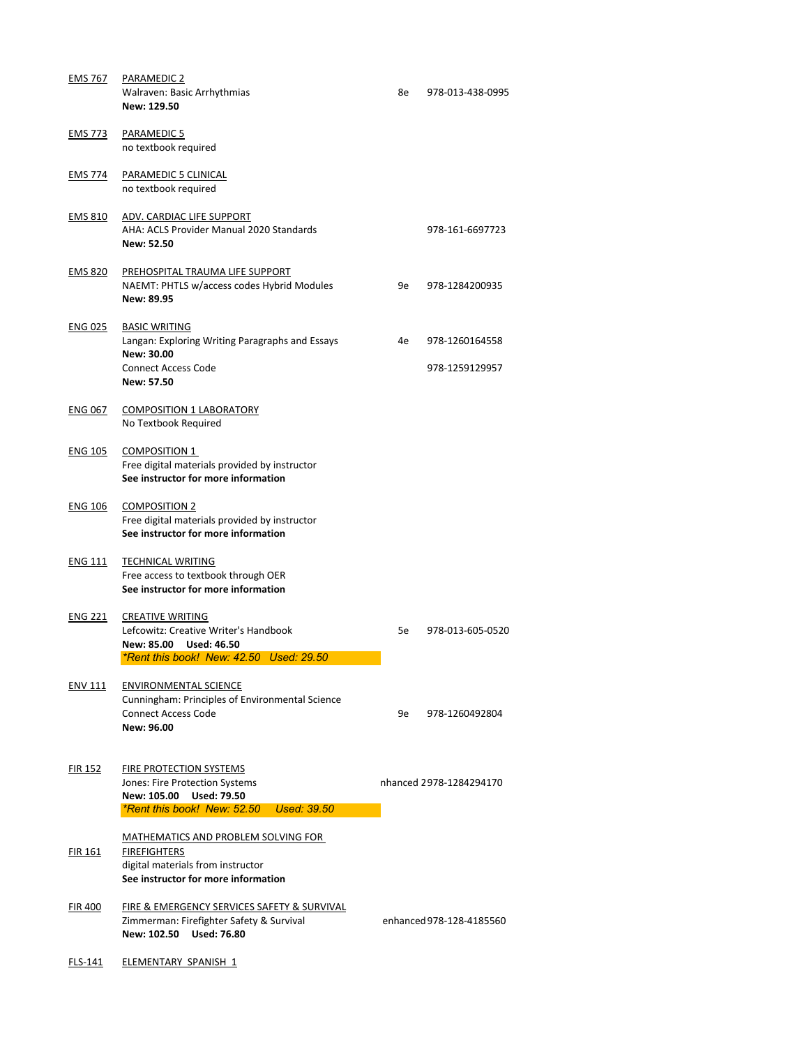**EMS 767** PARAMEDIC 2
Walraven: Basic Arrhythmias — 8e — 978-013-438-0995
**New: 129.50**

**EMS 773** PARAMEDIC 5
no textbook required

**EMS 774** PARAMEDIC 5 CLINICAL
no textbook required

**EMS 810** ADV. CARDIAC LIFE SUPPORT
AHA: ACLS Provider Manual 2020 Standards — 978-161-6697723
**New: 52.50**

**EMS 820** PREHOSPITAL TRAUMA LIFE SUPPORT
NAEMT: PHTLS w/access codes Hybrid Modules — 9e — 978-1284200935
**New: 89.95**

**ENG 025** BASIC WRITING
Langan: Exploring Writing Paragraphs and Essays — 4e — 978-1260164558
**New: 30.00**
Connect Access Code — 978-1259129957
**New: 57.50**

**ENG 067** COMPOSITION 1 LABORATORY
No Textbook Required

**ENG 105** COMPOSITION 1
Free digital materials provided by instructor
**See instructor for more information**

**ENG 106** COMPOSITION 2
Free digital materials provided by instructor
**See instructor for more information**

**ENG 111** TECHNICAL WRITING
Free access to textbook through OER
**See instructor for more information**

**ENG 221** CREATIVE WRITING
Lefcowitz: Creative Writer's Handbook — 5e — 978-013-605-0520
**New: 85.00 Used: 46.50**
*\*Rent this book! New: 42.50 Used: 29.50*

**ENV 111** ENVIRONMENTAL SCIENCE
Cunningham: Principles of Environmental Science
Connect Access Code — 9e — 978-1260492804
**New: 96.00**

**FIR 152** FIRE PROTECTION SYSTEMS
Jones: Fire Protection Systems — nhanced 2 — 978-1284294170
**New: 105.00 Used: 79.50**
*\*Rent this book! New: 52.50 Used: 39.50*

**FIR 161** MATHEMATICS AND PROBLEM SOLVING FOR FIREFIGHTERS
digital materials from instructor
**See instructor for more information**

**FIR 400** FIRE & EMERGENCY SERVICES SAFETY & SURVIVAL
Zimmerman: Firefighter Safety & Survival — enhanced — 978-128-4185560
**New: 102.50 Used: 76.80**

**FLS-141** ELEMENTARY SPANISH 1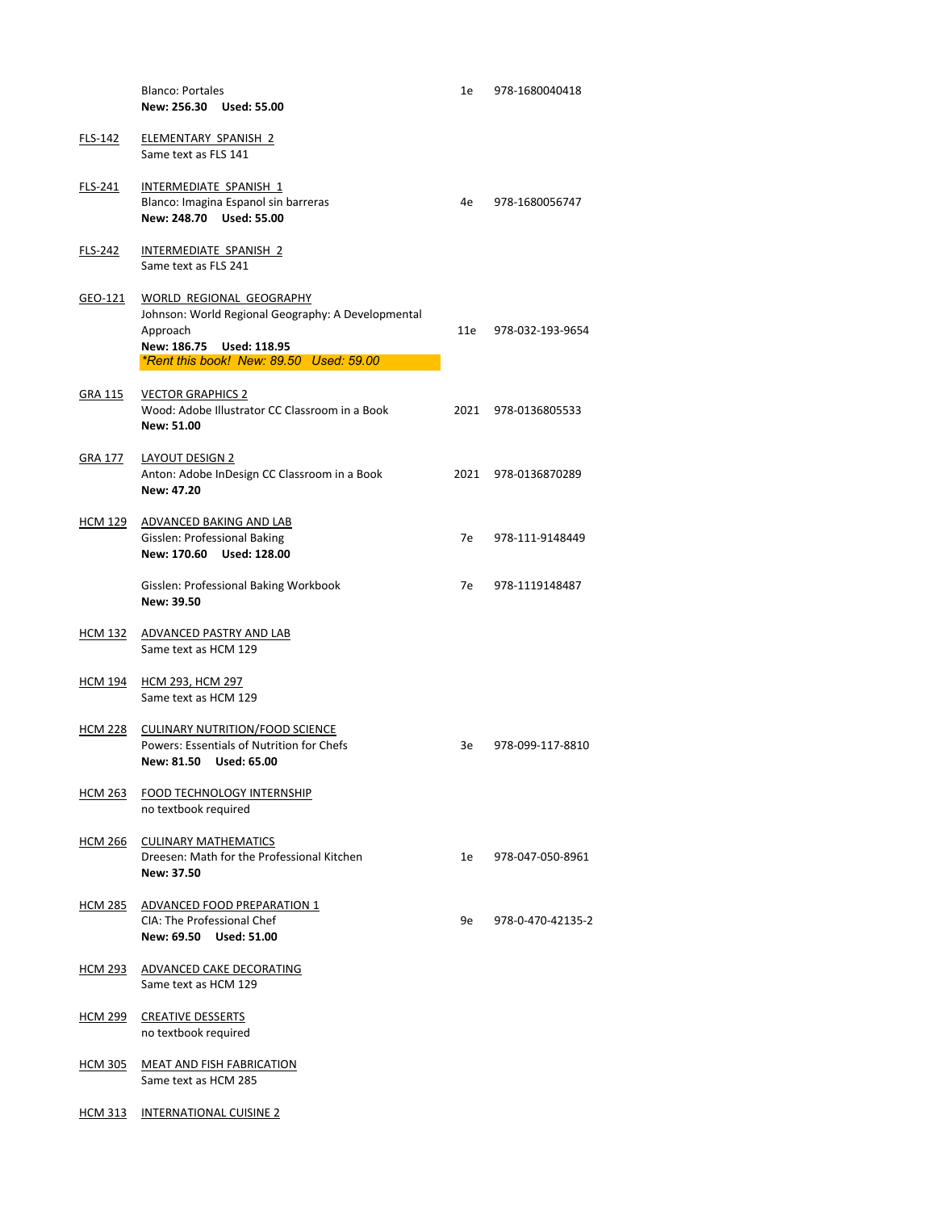| Course | Title / Text | Edition | ISBN |
|---|---|---|---|
| | Blanco: Portales<br>**New: 256.30 Used: 55.00** | 1e | 978-1680040418 |
| FLS-142 | ELEMENTARY SPANISH 2<br>Same text as FLS 141 | | |
| FLS-241 | INTERMEDIATE SPANISH 1<br>Blanco: Imagina Espanol sin barreras<br>**New: 248.70 Used: 55.00** | 4e | 978-1680056747 |
| FLS-242 | INTERMEDIATE SPANISH 2<br>Same text as FLS 241 | | |
| GEO-121 | WORLD REGIONAL GEOGRAPHY<br>Johnson: World Regional Geography: A Developmental Approach<br>**New: 186.75 Used: 118.95**<br>*Rent this book! New: 89.50 Used: 59.00* | 11e | 978-032-193-9654 |
| GRA 115 | VECTOR GRAPHICS 2<br>Wood: Adobe Illustrator CC Classroom in a Book<br>**New: 51.00** | 2021 | 978-0136805533 |
| GRA 177 | LAYOUT DESIGN 2<br>Anton: Adobe InDesign CC Classroom in a Book<br>**New: 47.20** | 2021 | 978-0136870289 |
| HCM 129 | ADVANCED BAKING AND LAB<br>Gisslen: Professional Baking<br>**New: 170.60 Used: 128.00** | 7e | 978-111-9148449 |
| | Gisslen: Professional Baking Workbook<br>**New: 39.50** | 7e | 978-1119148487 |
| HCM 132 | ADVANCED PASTRY AND LAB<br>Same text as HCM 129 | | |
| HCM 194 | HCM 293, HCM 297<br>Same text as HCM 129 | | |
| HCM 228 | CULINARY NUTRITION/FOOD SCIENCE<br>Powers: Essentials of Nutrition for Chefs<br>**New: 81.50 Used: 65.00** | 3e | 978-099-117-8810 |
| HCM 263 | FOOD TECHNOLOGY INTERNSHIP<br>no textbook required | | |
| HCM 266 | CULINARY MATHEMATICS<br>Dreesen: Math for the Professional Kitchen<br>**New: 37.50** | 1e | 978-047-050-8961 |
| HCM 285 | ADVANCED FOOD PREPARATION 1<br>CIA: The Professional Chef<br>**New: 69.50 Used: 51.00** | 9e | 978-0-470-42135-2 |
| HCM 293 | ADVANCED CAKE DECORATING<br>Same text as HCM 129 | | |
| HCM 299 | CREATIVE DESSERTS<br>no textbook required | | |
| HCM 305 | MEAT AND FISH FABRICATION<br>Same text as HCM 285 | | |
| HCM 313 | INTERNATIONAL CUISINE 2 | | |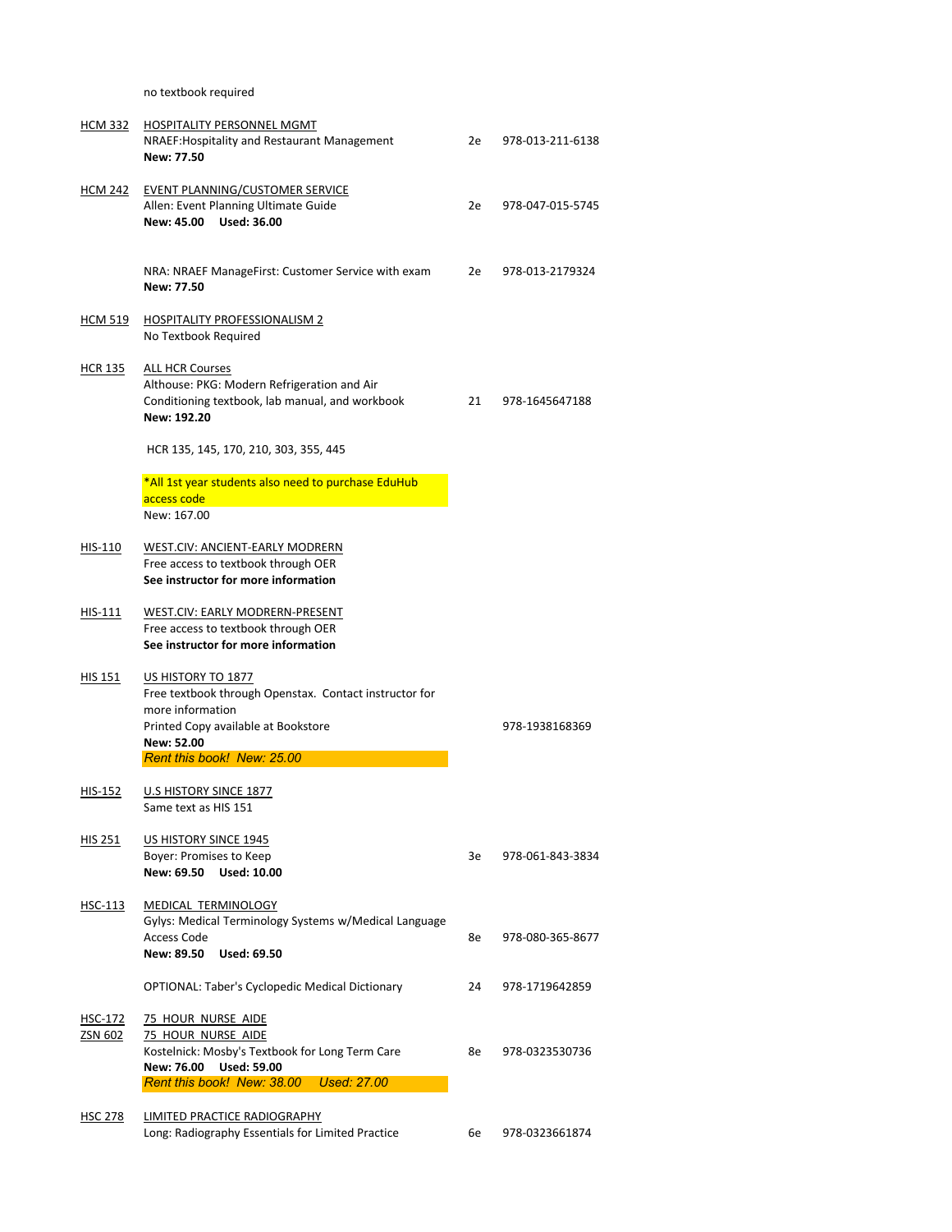no textbook required

| Course | Title / Textbook | Edition | ISBN |
|---|---|---|---|
| HCM 332 | HOSPITALITY PERSONNEL MGMT | | |
| | NRAEF:Hospitality and Restaurant Management | 2e | 978-013-211-6138 |
| | **New: 77.50** | | |
| HCM 242 | EVENT PLANNING/CUSTOMER SERVICE | | |
| | Allen: Event Planning Ultimate Guide | 2e | 978-047-015-5745 |
| | **New: 45.00 Used: 36.00** | | |
| | NRA: NRAEF ManageFirst: Customer Service with exam | 2e | 978-013-2179324 |
| | **New: 77.50** | | |
| HCM 519 | HOSPITALITY PROFESSIONALISM 2 | | |
| | No Textbook Required | | |
| HCR 135 | ALL HCR Courses | | |
| | Althouse: PKG: Modern Refrigeration and Air Conditioning textbook, lab manual, and workbook | 21 | 978-1645647188 |
| | **New: 192.20** | | |
| | HCR 135, 145, 170, 210, 303, 355, 445 | | |
| | *All 1st year students also need to purchase EduHub access code | | |
| | New: 167.00 | | |
| HIS-110 | WEST.CIV: ANCIENT-EARLY MODRERN | | |
| | Free access to textbook through OER | | |
| | **See instructor for more information** | | |
| HIS-111 | WEST.CIV: EARLY MODRERN-PRESENT | | |
| | Free access to textbook through OER | | |
| | **See instructor for more information** | | |
| HIS 151 | US HISTORY TO 1877 | | |
| | Free textbook through Openstax. Contact instructor for more information | | |
| | Printed Copy available at Bookstore | | 978-1938168369 |
| | **New: 52.00** | | |
| | ***Rent this book! New: 25.00*** | | |
| HIS-152 | U.S HISTORY SINCE 1877 | | |
| | Same text as HIS 151 | | |
| HIS 251 | US HISTORY SINCE 1945 | | |
| | Boyer: Promises to Keep | 3e | 978-061-843-3834 |
| | **New: 69.50 Used: 10.00** | | |
| HSC-113 | MEDICAL TERMINOLOGY | | |
| | Gylys: Medical Terminology Systems w/Medical Language Access Code | 8e | 978-080-365-8677 |
| | **New: 89.50 Used: 69.50** | | |
| | OPTIONAL: Taber's Cyclopedic Medical Dictionary | 24 | 978-1719642859 |
| HSC-172 / ZSN 602 | 75 HOUR NURSE AIDE / 75 HOUR NURSE AIDE | | |
| | Kostelnick: Mosby's Textbook for Long Term Care | 8e | 978-0323530736 |
| | **New: 76.00 Used: 59.00** | | |
| | ***Rent this book! New: 38.00 Used: 27.00*** | | |
| HSC 278 | LIMITED PRACTICE RADIOGRAPHY | | |
| | Long: Radiography Essentials for Limited Practice | 6e | 978-0323661874 |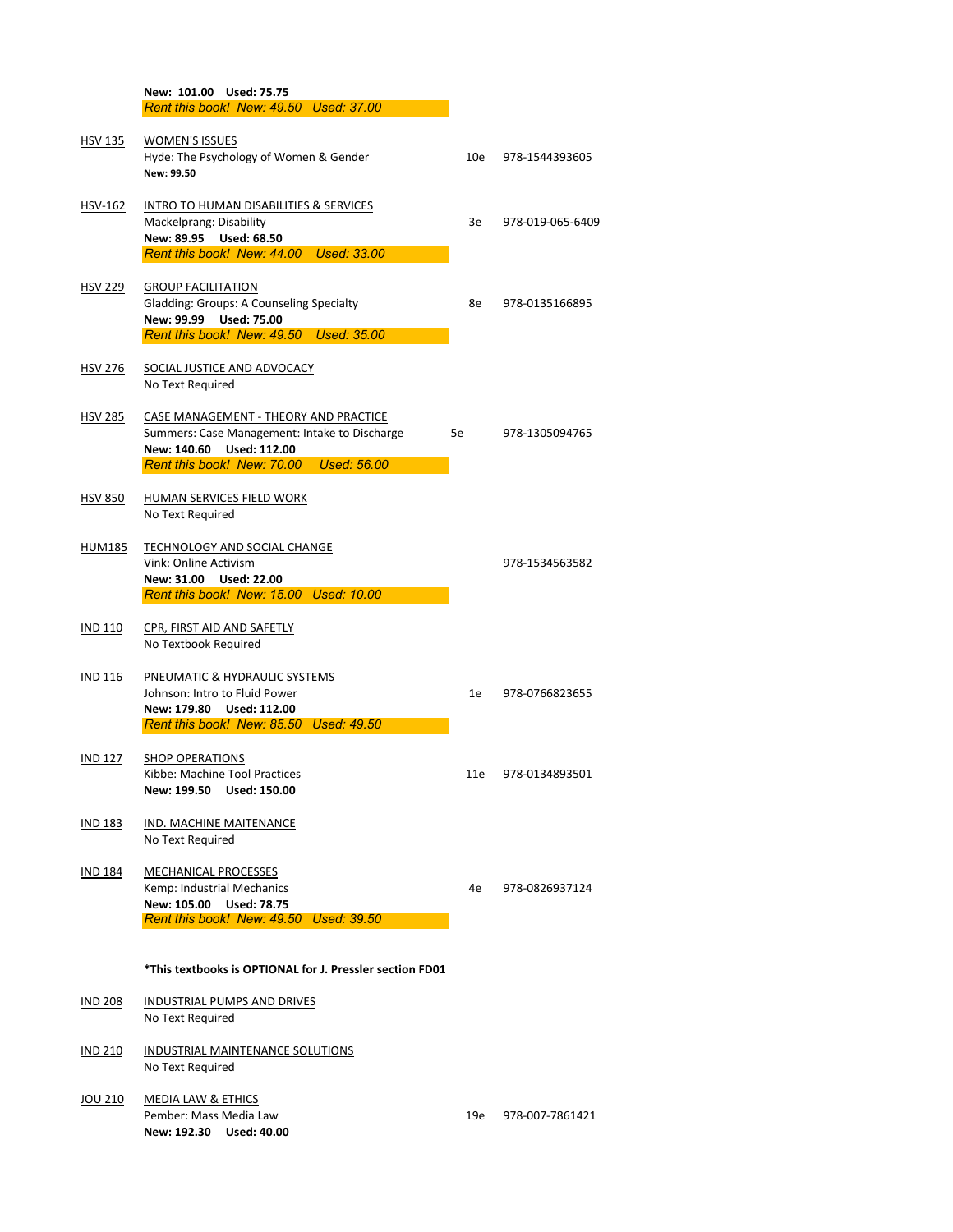**New: 101.00 Used: 75.75**
*Rent this book! New: 49.50 Used: 37.00*

HSV 135 WOMEN'S ISSUES
Hyde: The Psychology of Women & Gender 10e 978-1544393605
**New: 99.50**

HSV-162 INTRO TO HUMAN DISABILITIES & SERVICES
Mackelprang: Disability 3e 978-019-065-6409
**New: 89.95 Used: 68.50**
*Rent this book! New: 44.00 Used: 33.00*

HSV 229 GROUP FACILITATION
Gladding: Groups: A Counseling Specialty 8e 978-0135166895
**New: 99.99 Used: 75.00**
*Rent this book! New: 49.50 Used: 35.00*

HSV 276 SOCIAL JUSTICE AND ADVOCACY
No Text Required

HSV 285 CASE MANAGEMENT - THEORY AND PRACTICE
Summers: Case Management: Intake to Discharge 5e 978-1305094765
**New: 140.60 Used: 112.00**
*Rent this book! New: 70.00 Used: 56.00*

HSV 850 HUMAN SERVICES FIELD WORK
No Text Required

HUM185 TECHNOLOGY AND SOCIAL CHANGE
Vink: Online Activism 978-1534563582
**New: 31.00 Used: 22.00**
*Rent this book! New: 15.00 Used: 10.00*

IND 110 CPR, FIRST AID AND SAFETLY
No Textbook Required

IND 116 PNEUMATIC & HYDRAULIC SYSTEMS
Johnson: Intro to Fluid Power 1e 978-0766823655
**New: 179.80 Used: 112.00**
*Rent this book! New: 85.50 Used: 49.50*

IND 127 SHOP OPERATIONS
Kibbe: Machine Tool Practices 11e 978-0134893501
**New: 199.50 Used: 150.00**

IND 183 IND. MACHINE MAITENANCE
No Text Required

IND 184 MECHANICAL PROCESSES
Kemp: Industrial Mechanics 4e 978-0826937124
**New: 105.00 Used: 78.75**
*Rent this book! New: 49.50 Used: 39.50*

**\*This textbooks is OPTIONAL for J. Pressler section FD01**

IND 208 INDUSTRIAL PUMPS AND DRIVES
No Text Required

IND 210 INDUSTRIAL MAINTENANCE SOLUTIONS
No Text Required

JOU 210 MEDIA LAW & ETHICS
Pember: Mass Media Law 19e 978-007-7861421
**New: 192.30 Used: 40.00**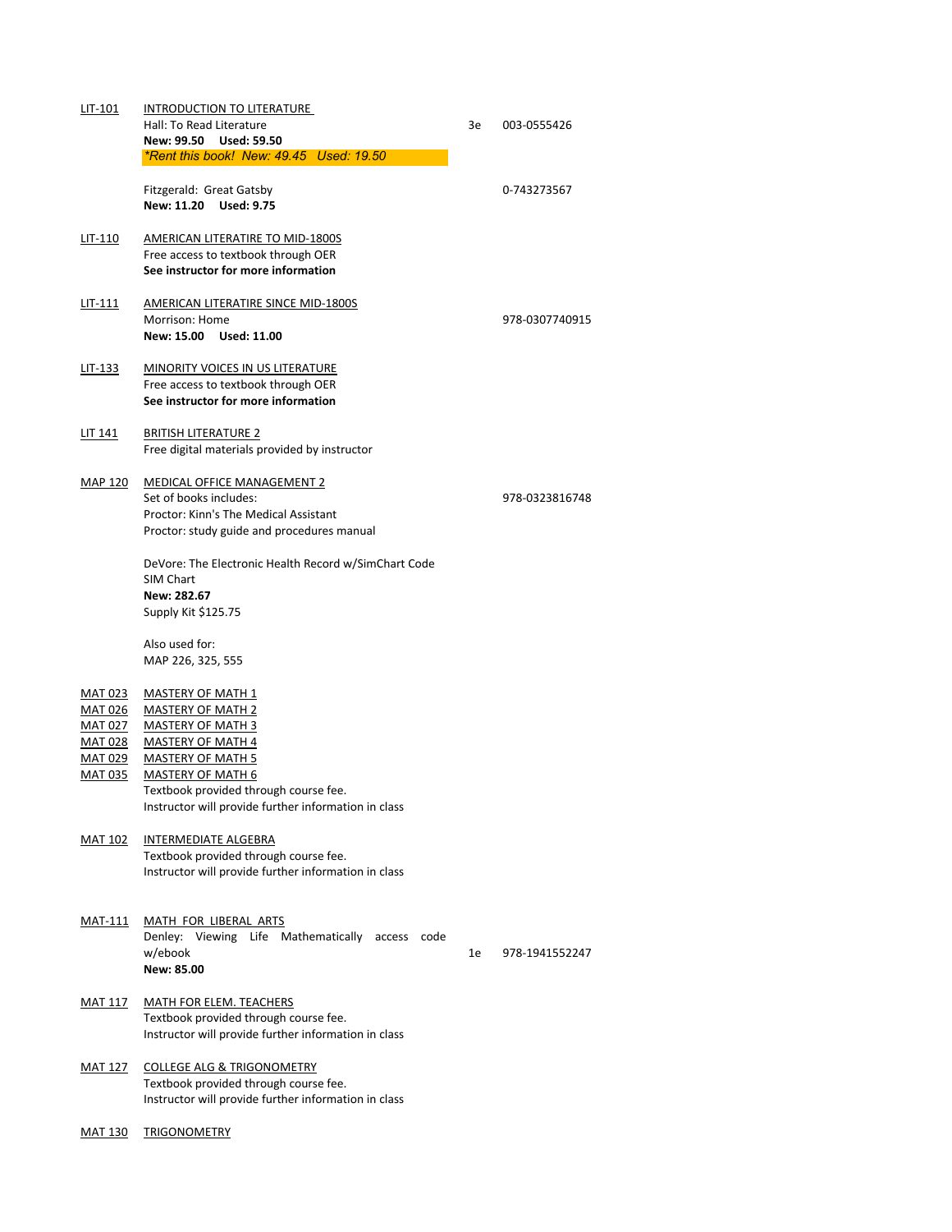| Course | Title / Materials | Edition | ISBN |
|---|---|---|---|
| LIT-101 | INTRODUCTION TO LITERATURE | | |
| | Hall: To Read Literature | 3e | 003-0555426 |
| | **New: 99.50 Used: 59.50** | | |
| | ***Rent this book! New: 49.45 Used: 19.50*** | | |
| | Fitzgerald: Great Gatsby | | 0-743273567 |
| | **New: 11.20 Used: 9.75** | | |
| LIT-110 | AMERICAN LITERATIRE TO MID-1800S | | |
| | Free access to textbook through OER | | |
| | **See instructor for more information** | | |
| LIT-111 | AMERICAN LITERATIRE SINCE MID-1800S | | |
| | Morrison: Home | | 978-0307740915 |
| | **New: 15.00 Used: 11.00** | | |
| LIT-133 | MINORITY VOICES IN US LITERATURE | | |
| | Free access to textbook through OER | | |
| | **See instructor for more information** | | |
| LIT 141 | BRITISH LITERATURE 2 | | |
| | Free digital materials provided by instructor | | |
| MAP 120 | MEDICAL OFFICE MANAGEMENT 2 | | |
| | Set of books includes: | | 978-0323816748 |
| | Proctor: Kinn's The Medical Assistant | | |
| | Proctor: study guide and procedures manual | | |
| | DeVore: The Electronic Health Record w/SimChart Code | | |
| | SIM Chart | | |
| | **New: 282.67** | | |
| | Supply Kit $125.75 | | |
| | Also used for: | | |
| | MAP 226, 325, 555 | | |
| MAT 023 | MASTERY OF MATH 1 | | |
| MAT 026 | MASTERY OF MATH 2 | | |
| MAT 027 | MASTERY OF MATH 3 | | |
| MAT 028 | MASTERY OF MATH 4 | | |
| MAT 029 | MASTERY OF MATH 5 | | |
| MAT 035 | MASTERY OF MATH 6 | | |
| | Textbook provided through course fee. | | |
| | Instructor will provide further information in class | | |
| MAT 102 | INTERMEDIATE ALGEBRA | | |
| | Textbook provided through course fee. | | |
| | Instructor will provide further information in class | | |
| MAT-111 | MATH FOR LIBERAL ARTS | | |
| | Denley: Viewing Life Mathematically access code w/ebook | 1e | 978-1941552247 |
| | **New: 85.00** | | |
| MAT 117 | MATH FOR ELEM. TEACHERS | | |
| | Textbook provided through course fee. | | |
| | Instructor will provide further information in class | | |
| MAT 127 | COLLEGE ALG & TRIGONOMETRY | | |
| | Textbook provided through course fee. | | |
| | Instructor will provide further information in class | | |
| MAT 130 | TRIGONOMETRY | | |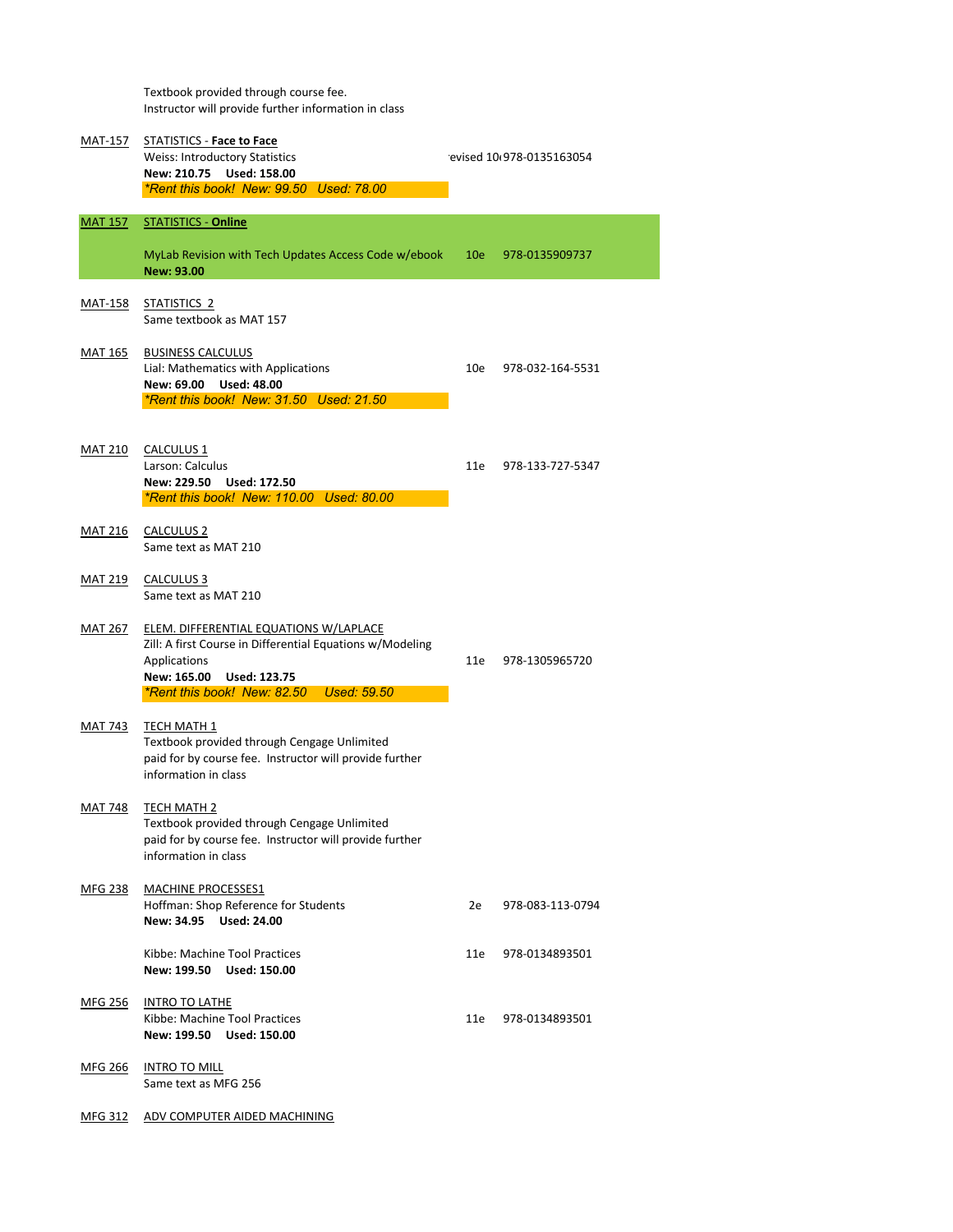Textbook provided through course fee.
Instructor will provide further information in class

| Course | Title / Textbook | Edition | ISBN |
|---|---|---|---|
| MAT-157 | STATISTICS - **Face to Face** | | |
| | Weiss: Introductory Statistics | evised 10 | 978-0135163054 |
| | **New: 210.75 Used: 158.00** | | |
| | *\*Rent this book! New: 99.50 Used: 78.00* | | |
| MAT 157 | STATISTICS - **Online** | | |
| | MyLab Revision with Tech Updates Access Code w/ebook | 10e | 978-0135909737 |
| | **New: 93.00** | | |
| MAT-158 | STATISTICS 2 | | |
| | Same textbook as MAT 157 | | |
| MAT 165 | BUSINESS CALCULUS | | |
| | Lial: Mathematics with Applications | 10e | 978-032-164-5531 |
| | **New: 69.00 Used: 48.00** | | |
| | *\*Rent this book! New: 31.50 Used: 21.50* | | |
| MAT 210 | CALCULUS 1 | | |
| | Larson: Calculus | 11e | 978-133-727-5347 |
| | **New: 229.50 Used: 172.50** | | |
| | *\*Rent this book! New: 110.00 Used: 80.00* | | |
| MAT 216 | CALCULUS 2 | | |
| | Same text as MAT 210 | | |
| MAT 219 | CALCULUS 3 | | |
| | Same text as MAT 210 | | |
| MAT 267 | ELEM. DIFFERENTIAL EQUATIONS W/LAPLACE | | |
| | Zill: A first Course in Differential Equations w/Modeling Applications | 11e | 978-1305965720 |
| | **New: 165.00 Used: 123.75** | | |
| | *\*Rent this book! New: 82.50 Used: 59.50* | | |
| MAT 743 | TECH MATH 1 | | |
| | Textbook provided through Cengage Unlimited paid for by course fee. Instructor will provide further information in class | | |
| MAT 748 | TECH MATH 2 | | |
| | Textbook provided through Cengage Unlimited paid for by course fee. Instructor will provide further information in class | | |
| MFG 238 | MACHINE PROCESSES1 | | |
| | Hoffman: Shop Reference for Students | 2e | 978-083-113-0794 |
| | **New: 34.95 Used: 24.00** | | |
| | Kibbe: Machine Tool Practices | 11e | 978-0134893501 |
| | **New: 199.50 Used: 150.00** | | |
| MFG 256 | INTRO TO LATHE | | |
| | Kibbe: Machine Tool Practices | 11e | 978-0134893501 |
| | **New: 199.50 Used: 150.00** | | |
| MFG 266 | INTRO TO MILL | | |
| | Same text as MFG 256 | | |
| MFG 312 | ADV COMPUTER AIDED MACHINING | | |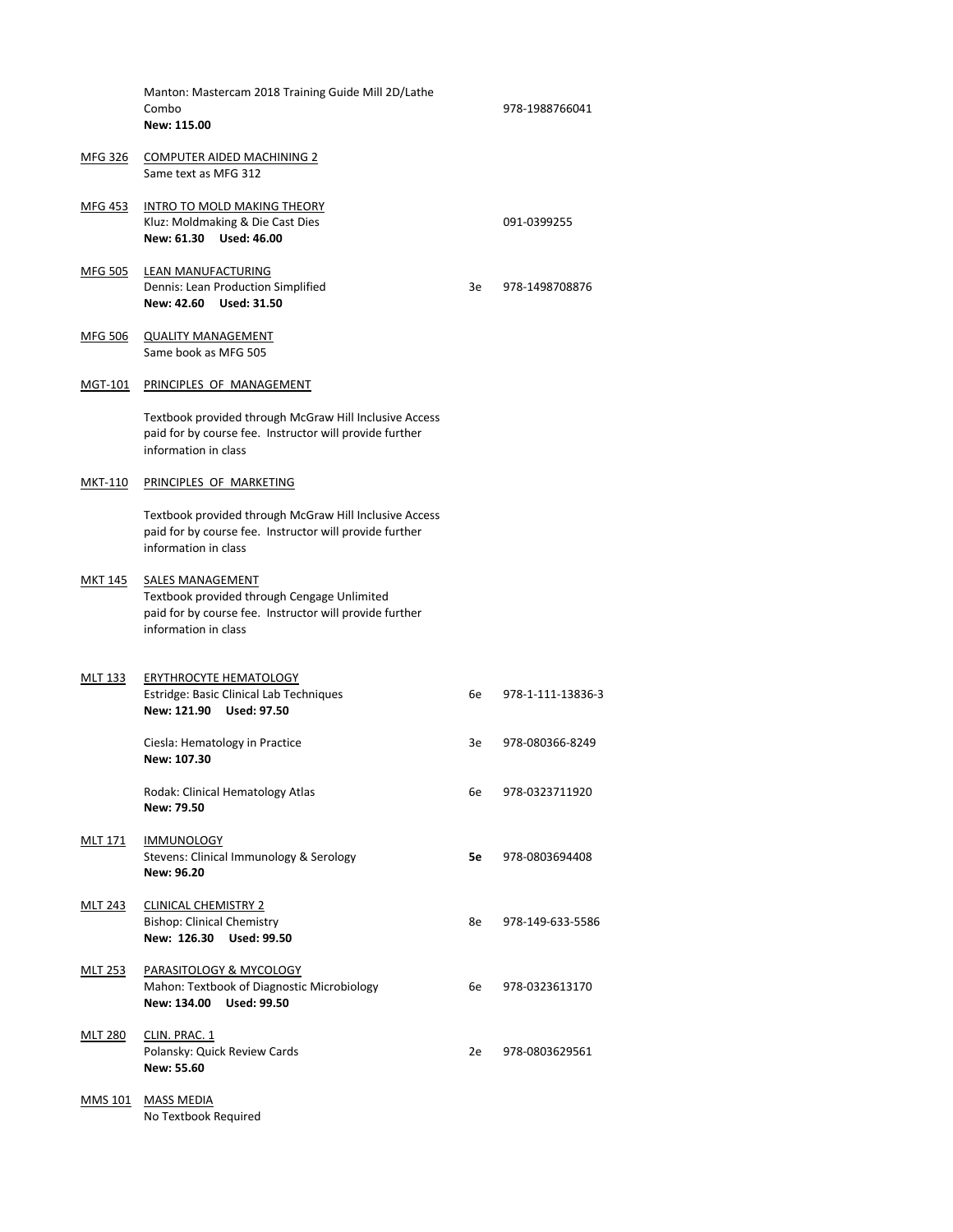Manton: Mastercam 2018 Training Guide Mill 2D/Lathe Combo — 978-1988766041
**New: 115.00**

<u>MFG 326</u> <u>COMPUTER AIDED MACHINING 2</u>
Same text as MFG 312

<u>MFG 453</u> <u>INTRO TO MOLD MAKING THEORY</u>
Kluz: Moldmaking & Die Cast Dies — 091-0399255
**New: 61.30 Used: 46.00**

<u>MFG 505</u> <u>LEAN MANUFACTURING</u>
Dennis: Lean Production Simplified — 3e — 978-1498708876
**New: 42.60 Used: 31.50**

<u>MFG 506</u> <u>QUALITY MANAGEMENT</u>
Same book as MFG 505

<u>MGT-101</u> <u>PRINCIPLES OF MANAGEMENT</u>

Textbook provided through McGraw Hill Inclusive Access paid for by course fee. Instructor will provide further information in class

<u>MKT-110</u> <u>PRINCIPLES OF MARKETING</u>

Textbook provided through McGraw Hill Inclusive Access paid for by course fee. Instructor will provide further information in class

<u>MKT 145</u> <u>SALES MANAGEMENT</u>
Textbook provided through Cengage Unlimited paid for by course fee. Instructor will provide further information in class

<u>MLT 133</u> <u>ERYTHROCYTE HEMATOLOGY</u>
Estridge: Basic Clinical Lab Techniques — 6e — 978-1-111-13836-3
**New: 121.90 Used: 97.50**

Ciesla: Hematology in Practice — 3e — 978-080366-8249
**New: 107.30**

Rodak: Clinical Hematology Atlas — 6e — 978-0323711920
**New: 79.50**

<u>MLT 171</u> <u>IMMUNOLOGY</u>
Stevens: Clinical Immunology & Serology — **5e** — 978-0803694408
**New: 96.20**

<u>MLT 243</u> <u>CLINICAL CHEMISTRY 2</u>
Bishop: Clinical Chemistry — 8e — 978-149-633-5586
**New: 126.30 Used: 99.50**

<u>MLT 253</u> <u>PARASITOLOGY & MYCOLOGY</u>
Mahon: Textbook of Diagnostic Microbiology — 6e — 978-0323613170
**New: 134.00 Used: 99.50**

<u>MLT 280</u> <u>CLIN. PRAC. 1</u>
Polansky: Quick Review Cards — 2e — 978-0803629561
**New: 55.60**

<u>MMS 101</u> <u>MASS MEDIA</u>
No Textbook Required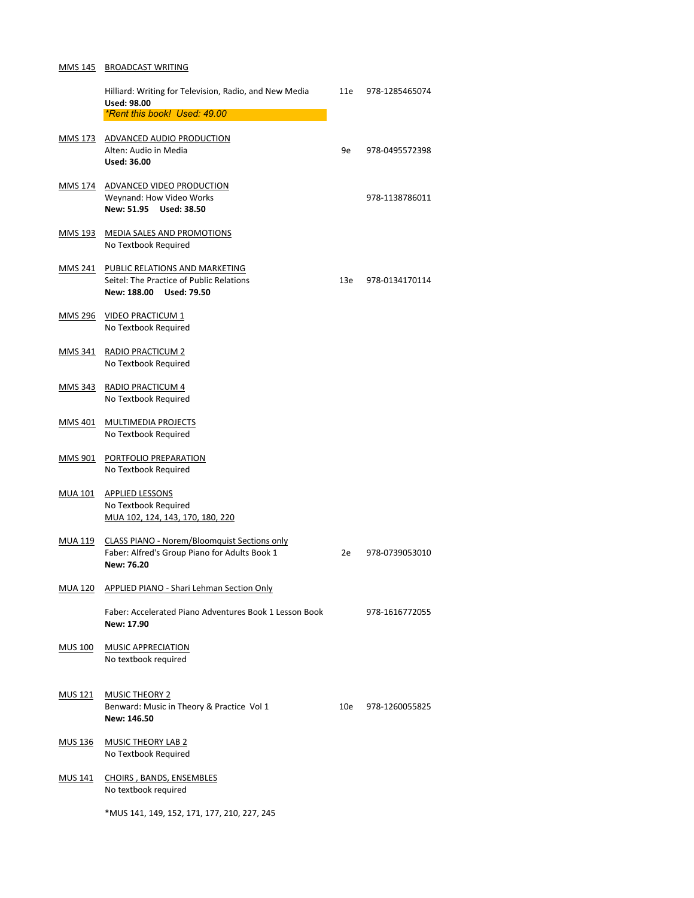**MMS 145** BROADCAST WRITING

Hilliard: Writing for Television, Radio, and New Media — 11e — 978-1285465074
**Used: 98.00**
*\*Rent this book! Used: 49.00*

**MMS 173** ADVANCED AUDIO PRODUCTION
Alten: Audio in Media — 9e — 978-0495572398
**Used: 36.00**

**MMS 174** ADVANCED VIDEO PRODUCTION
Weynand: How Video Works — 978-1138786011
**New: 51.95 Used: 38.50**

**MMS 193** MEDIA SALES AND PROMOTIONS
No Textbook Required

**MMS 241** PUBLIC RELATIONS AND MARKETING
Seitel: The Practice of Public Relations — 13e — 978-0134170114
**New: 188.00 Used: 79.50**

**MMS 296** VIDEO PRACTICUM 1
No Textbook Required

**MMS 341** RADIO PRACTICUM 2
No Textbook Required

**MMS 343** RADIO PRACTICUM 4
No Textbook Required

**MMS 401** MULTIMEDIA PROJECTS
No Textbook Required

**MMS 901** PORTFOLIO PREPARATION
No Textbook Required

**MUA 101** APPLIED LESSONS
No Textbook Required
MUA 102, 124, 143, 170, 180, 220

**MUA 119** CLASS PIANO - Norem/Bloomquist Sections only
Faber: Alfred's Group Piano for Adults Book 1 — 2e — 978-0739053010
**New: 76.20**

**MUA 120** APPLIED PIANO - Shari Lehman Section Only

Faber: Accelerated Piano Adventures Book 1 Lesson Book — 978-1616772055
**New: 17.90**

**MUS 100** MUSIC APPRECIATION
No textbook required

**MUS 121** MUSIC THEORY 2
Benward: Music in Theory & Practice Vol 1 — 10e — 978-1260055825
**New: 146.50**

**MUS 136** MUSIC THEORY LAB 2
No Textbook Required

**MUS 141** CHOIRS , BANDS, ENSEMBLES
No textbook required

*MUS 141, 149, 152, 171, 177, 210, 227, 245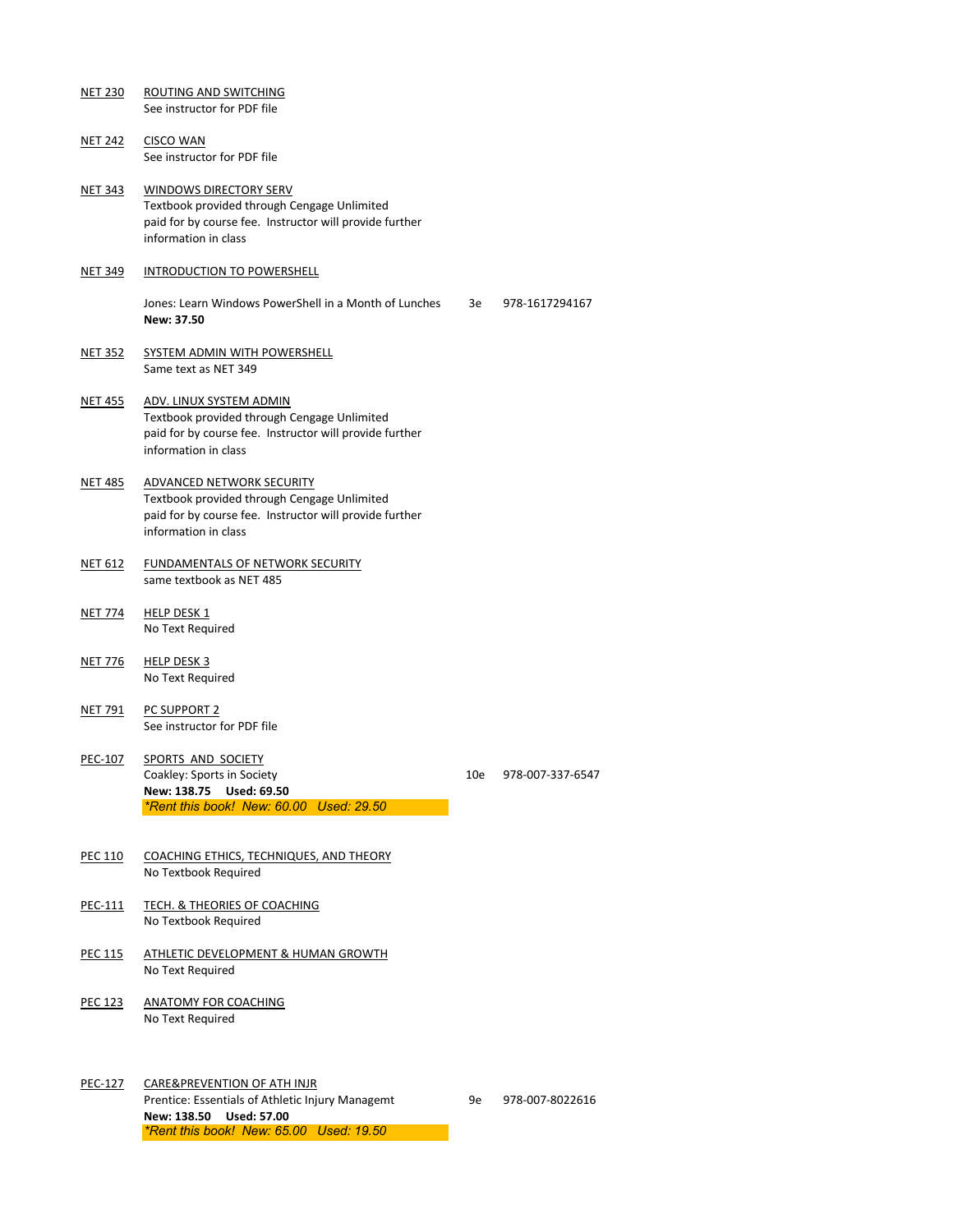NET 230 ROUTING AND SWITCHING
See instructor for PDF file

NET 242 CISCO WAN
See instructor for PDF file

NET 343 WINDOWS DIRECTORY SERV
Textbook provided through Cengage Unlimited
paid for by course fee. Instructor will provide further
information in class

NET 349 INTRODUCTION TO POWERSHELL

Jones: Learn Windows PowerShell in a Month of Lunches 3e 978-1617294167
**New: 37.50**

NET 352 SYSTEM ADMIN WITH POWERSHELL
Same text as NET 349

NET 455 ADV. LINUX SYSTEM ADMIN
Textbook provided through Cengage Unlimited
paid for by course fee. Instructor will provide further
information in class

NET 485 ADVANCED NETWORK SECURITY
Textbook provided through Cengage Unlimited
paid for by course fee. Instructor will provide further
information in class

NET 612 FUNDAMENTALS OF NETWORK SECURITY
same textbook as NET 485

NET 774 HELP DESK 1
No Text Required

NET 776 HELP DESK 3
No Text Required

NET 791 PC SUPPORT 2
See instructor for PDF file

PEC-107 SPORTS AND SOCIETY
Coakley: Sports in Society 10e 978-007-337-6547
**New: 138.75 Used: 69.50**
*\*Rent this book! New: 60.00 Used: 29.50*

PEC 110 COACHING ETHICS, TECHNIQUES, AND THEORY
No Textbook Required

PEC-111 TECH. & THEORIES OF COACHING
No Textbook Required

PEC 115 ATHLETIC DEVELOPMENT & HUMAN GROWTH
No Text Required

PEC 123 ANATOMY FOR COACHING
No Text Required

PEC-127 CARE&PREVENTION OF ATH INJR
Prentice: Essentials of Athletic Injury Managemt 9e 978-007-8022616
**New: 138.50 Used: 57.00**
*\*Rent this book! New: 65.00 Used: 19.50*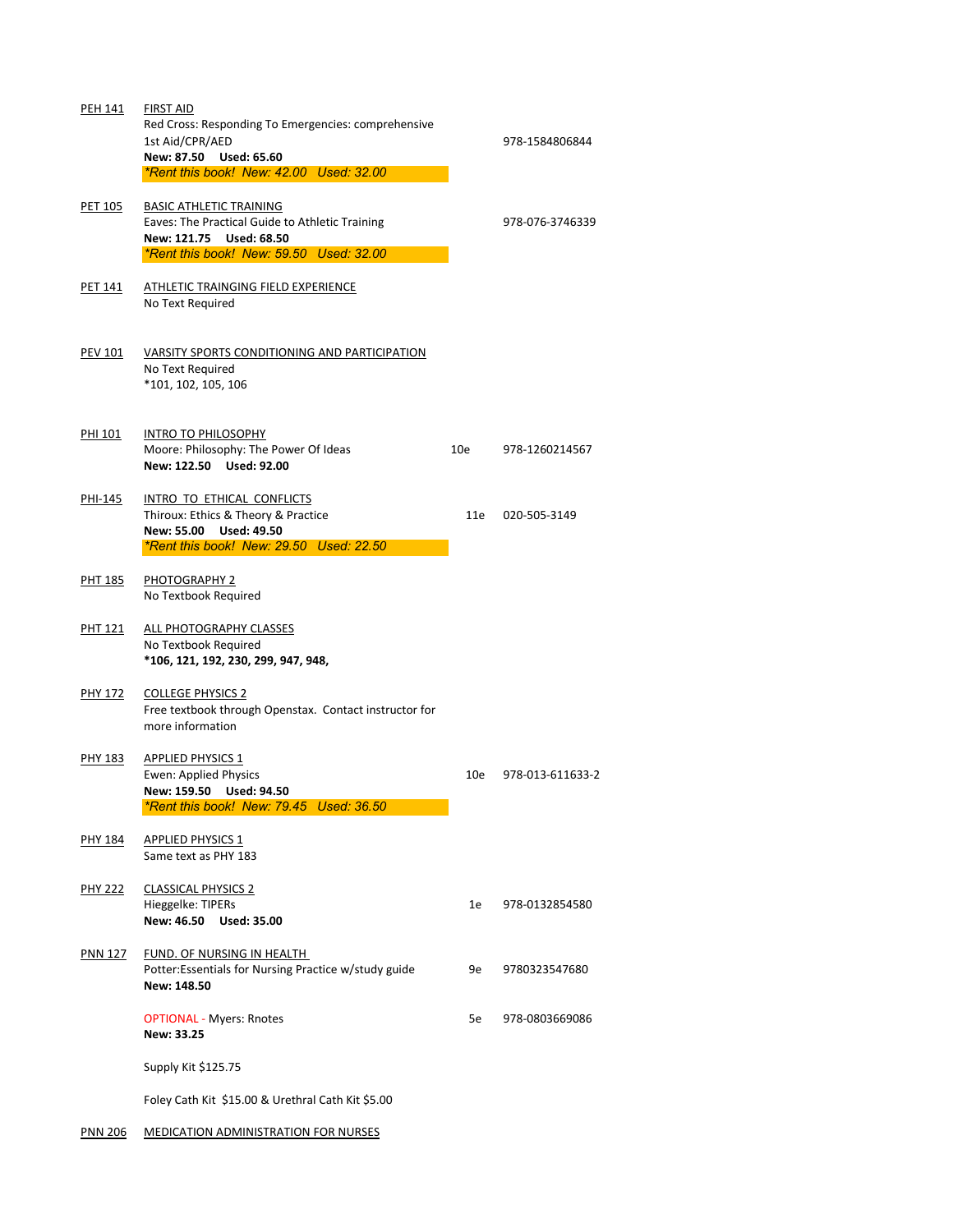**PEH 141** FIRST AID
Red Cross: Responding To Emergencies: comprehensive 1st Aid/CPR/AED — 978-1584806844
**New: 87.50 Used: 65.60**
*\*Rent this book! New: 42.00 Used: 32.00*

**PET 105** BASIC ATHLETIC TRAINING
Eaves: The Practical Guide to Athletic Training — 978-076-3746339
**New: 121.75 Used: 68.50**
*\*Rent this book! New: 59.50 Used: 32.00*

**PET 141** ATHLETIC TRAINGING FIELD EXPERIENCE
No Text Required

**PEV 101** VARSITY SPORTS CONDITIONING AND PARTICIPATION
No Text Required
*101, 102, 105, 106

**PHI 101** INTRO TO PHILOSOPHY
Moore: Philosophy: The Power Of Ideas — 10e — 978-1260214567
**New: 122.50 Used: 92.00**

**PHI-145** INTRO TO ETHICAL CONFLICTS
Thiroux: Ethics & Theory & Practice — 11e — 020-505-3149
**New: 55.00 Used: 49.50**
*\*Rent this book! New: 29.50 Used: 22.50*

**PHT 185** PHOTOGRAPHY 2
No Textbook Required

**PHT 121** ALL PHOTOGRAPHY CLASSES
No Textbook Required
**\*106, 121, 192, 230, 299, 947, 948,**

**PHY 172** COLLEGE PHYSICS 2
Free textbook through Openstax. Contact instructor for more information

**PHY 183** APPLIED PHYSICS 1
Ewen: Applied Physics — 10e — 978-013-611633-2
**New: 159.50 Used: 94.50**
*\*Rent this book! New: 79.45 Used: 36.50*

**PHY 184** APPLIED PHYSICS 1
Same text as PHY 183

**PHY 222** CLASSICAL PHYSICS 2
Hieggelke: TIPERs — 1e — 978-0132854580
**New: 46.50 Used: 35.00**

**PNN 127** FUND. OF NURSING IN HEALTH
Potter:Essentials for Nursing Practice w/study guide — 9e — 9780323547680
**New: 148.50**

OPTIONAL - Myers: Rnotes — 5e — 978-0803669086
**New: 33.25**

Supply Kit $125.75

Foley Cath Kit $15.00 & Urethral Cath Kit $5.00

**PNN 206** MEDICATION ADMINISTRATION FOR NURSES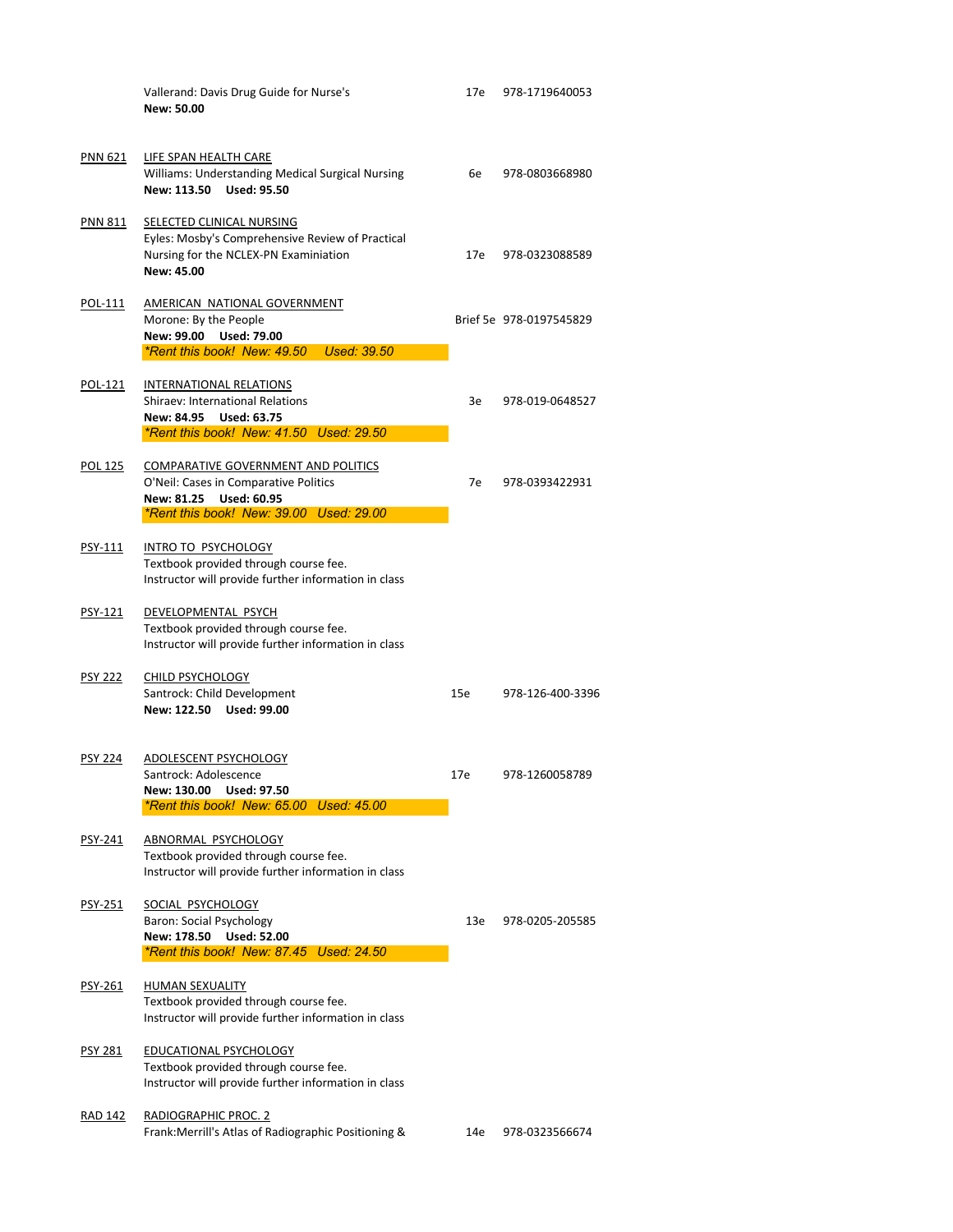Vallerand: Davis Drug Guide for Nurse's 17e 978-1719640053
**New: 50.00**

PNN 621 LIFE SPAN HEALTH CARE
Williams: Understanding Medical Surgical Nursing 6e 978-0803668980
**New: 113.50 Used: 95.50**

PNN 811 SELECTED CLINICAL NURSING
Eyles: Mosby's Comprehensive Review of Practical Nursing for the NCLEX-PN Examiniation 17e 978-0323088589
**New: 45.00**

POL-111 AMERICAN NATIONAL GOVERNMENT
Morone: By the People Brief 5e 978-0197545829
**New: 99.00 Used: 79.00**
*\*Rent this book! New: 49.50 Used: 39.50*

POL-121 INTERNATIONAL RELATIONS
Shiraev: International Relations 3e 978-019-0648527
**New: 84.95 Used: 63.75**
*\*Rent this book! New: 41.50 Used: 29.50*

POL 125 COMPARATIVE GOVERNMENT AND POLITICS
O'Neil: Cases in Comparative Politics 7e 978-0393422931
**New: 81.25 Used: 60.95**
*\*Rent this book! New: 39.00 Used: 29.00*

PSY-111 INTRO TO PSYCHOLOGY
Textbook provided through course fee.
Instructor will provide further information in class

PSY-121 DEVELOPMENTAL PSYCH
Textbook provided through course fee.
Instructor will provide further information in class

PSY 222 CHILD PSYCHOLOGY
Santrock: Child Development 15e 978-126-400-3396
**New: 122.50 Used: 99.00**

PSY 224 ADOLESCENT PSYCHOLOGY
Santrock: Adolescence 17e 978-1260058789
**New: 130.00 Used: 97.50**
*\*Rent this book! New: 65.00 Used: 45.00*

PSY-241 ABNORMAL PSYCHOLOGY
Textbook provided through course fee.
Instructor will provide further information in class

PSY-251 SOCIAL PSYCHOLOGY
Baron: Social Psychology 13e 978-0205-205585
**New: 178.50 Used: 52.00**
*\*Rent this book! New: 87.45 Used: 24.50*

PSY-261 HUMAN SEXUALITY
Textbook provided through course fee.
Instructor will provide further information in class

PSY 281 EDUCATIONAL PSYCHOLOGY
Textbook provided through course fee.
Instructor will provide further information in class

RAD 142 RADIOGRAPHIC PROC. 2
Frank:Merrill's Atlas of Radiographic Positioning & 14e 978-0323566674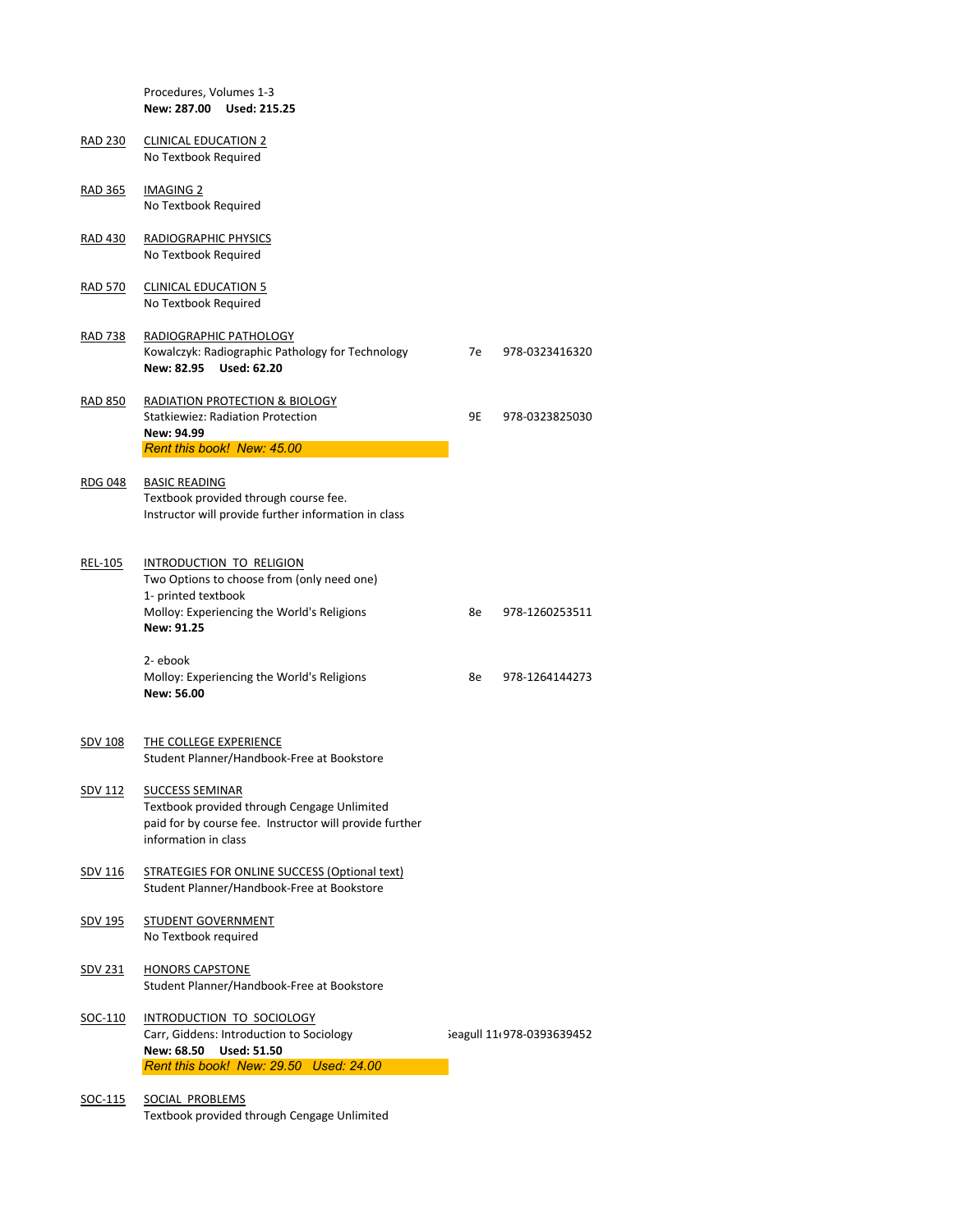Procedures, Volumes 1-3
**New: 287.00 Used: 215.25**

RAD 230 CLINICAL EDUCATION 2
No Textbook Required

RAD 365 IMAGING 2
No Textbook Required

RAD 430 RADIOGRAPHIC PHYSICS
No Textbook Required

RAD 570 CLINICAL EDUCATION 5
No Textbook Required

RAD 738 RADIOGRAPHIC PATHOLOGY
Kowalczyk: Radiographic Pathology for Technology — 7e — 978-0323416320
**New: 82.95 Used: 62.20**

RAD 850 RADIATION PROTECTION & BIOLOGY
Statkiewiez: Radiation Protection — 9E — 978-0323825030
**New: 94.99**
*Rent this book! New: 45.00*

RDG 048 BASIC READING
Textbook provided through course fee.
Instructor will provide further information in class

REL-105 INTRODUCTION TO RELIGION
Two Options to choose from (only need one)
1- printed textbook
Molloy: Experiencing the World's Religions — 8e — 978-1260253511
**New: 91.25**

2- ebook
Molloy: Experiencing the World's Religions — 8e — 978-1264144273
**New: 56.00**

SDV 108 THE COLLEGE EXPERIENCE
Student Planner/Handbook-Free at Bookstore

SDV 112 SUCCESS SEMINAR
Textbook provided through Cengage Unlimited paid for by course fee. Instructor will provide further information in class

SDV 116 STRATEGIES FOR ONLINE SUCCESS (Optional text)
Student Planner/Handbook-Free at Bookstore

SDV 195 STUDENT GOVERNMENT
No Textbook required

SDV 231 HONORS CAPSTONE
Student Planner/Handbook-Free at Bookstore

SOC-110 INTRODUCTION TO SOCIOLOGY
Carr, Giddens: Introduction to Sociology — Seagull 11e — 978-0393639452
**New: 68.50 Used: 51.50**
*Rent this book! New: 29.50 Used: 24.00*

SOC-115 SOCIAL PROBLEMS
Textbook provided through Cengage Unlimited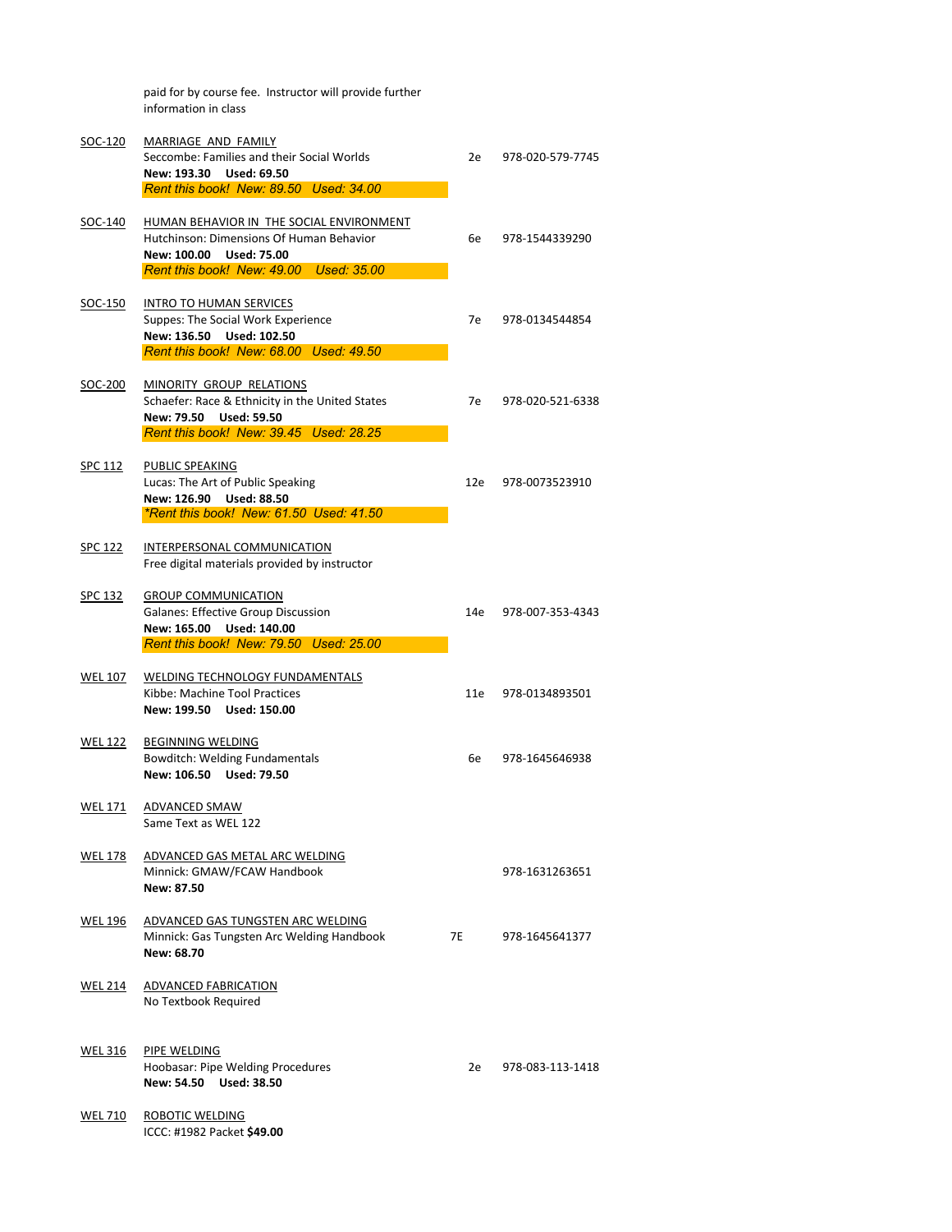paid for by course fee. Instructor will provide further information in class

| Course | Title / Text | Edition | ISBN |
|---|---|---|---|
| SOC-120 | MARRIAGE AND FAMILY<br>Seccombe: Families and their Social Worlds<br>**New: 193.30 Used: 69.50**<br>*Rent this book! New: 89.50 Used: 34.00* | 2e | 978-020-579-7745 |
| SOC-140 | HUMAN BEHAVIOR IN THE SOCIAL ENVIRONMENT<br>Hutchinson: Dimensions Of Human Behavior<br>**New: 100.00 Used: 75.00**<br>*Rent this book! New: 49.00 Used: 35.00* | 6e | 978-1544339290 |
| SOC-150 | INTRO TO HUMAN SERVICES<br>Suppes: The Social Work Experience<br>**New: 136.50 Used: 102.50**<br>*Rent this book! New: 68.00 Used: 49.50* | 7e | 978-0134544854 |
| SOC-200 | MINORITY GROUP RELATIONS<br>Schaefer: Race & Ethnicity in the United States<br>**New: 79.50 Used: 59.50**<br>*Rent this book! New: 39.45 Used: 28.25* | 7e | 978-020-521-6338 |
| SPC 112 | PUBLIC SPEAKING<br>Lucas: The Art of Public Speaking<br>**New: 126.90 Used: 88.50**<br>*\*Rent this book! New: 61.50 Used: 41.50* | 12e | 978-0073523910 |
| SPC 122 | INTERPERSONAL COMMUNICATION<br>Free digital materials provided by instructor | | |
| SPC 132 | GROUP COMMUNICATION<br>Galanes: Effective Group Discussion<br>**New: 165.00 Used: 140.00**<br>*Rent this book! New: 79.50 Used: 25.00* | 14e | 978-007-353-4343 |
| WEL 107 | WELDING TECHNOLOGY FUNDAMENTALS<br>Kibbe: Machine Tool Practices<br>**New: 199.50 Used: 150.00** | 11e | 978-0134893501 |
| WEL 122 | BEGINNING WELDING<br>Bowditch: Welding Fundamentals<br>**New: 106.50 Used: 79.50** | 6e | 978-1645646938 |
| WEL 171 | ADVANCED SMAW<br>Same Text as WEL 122 | | |
| WEL 178 | ADVANCED GAS METAL ARC WELDING<br>Minnick: GMAW/FCAW Handbook<br>**New: 87.50** | | 978-1631263651 |
| WEL 196 | ADVANCED GAS TUNGSTEN ARC WELDING<br>Minnick: Gas Tungsten Arc Welding Handbook<br>**New: 68.70** | 7E | 978-1645641377 |
| WEL 214 | ADVANCED FABRICATION<br>No Textbook Required | | |
| WEL 316 | PIPE WELDING<br>Hoobasar: Pipe Welding Procedures<br>**New: 54.50 Used: 38.50** | 2e | 978-083-113-1418 |
| WEL 710 | ROBOTIC WELDING<br>ICCC: #1982 Packet **$49.00** | | |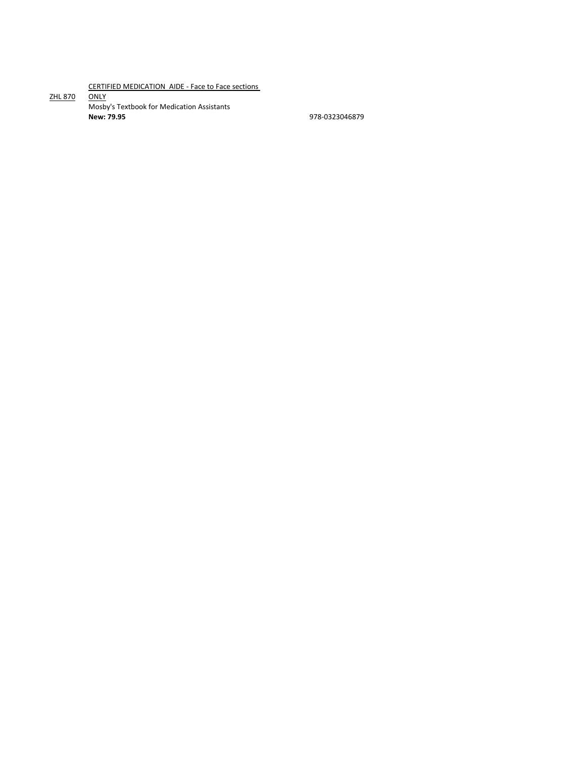| | | |
|---|---|---|
| ZHL 870 | CERTIFIED MEDICATION AIDE - Face to Face sections ONLY | |
| | Mosby's Textbook for Medication Assistants | |
| | **New: 79.95** | 978-0323046879 |